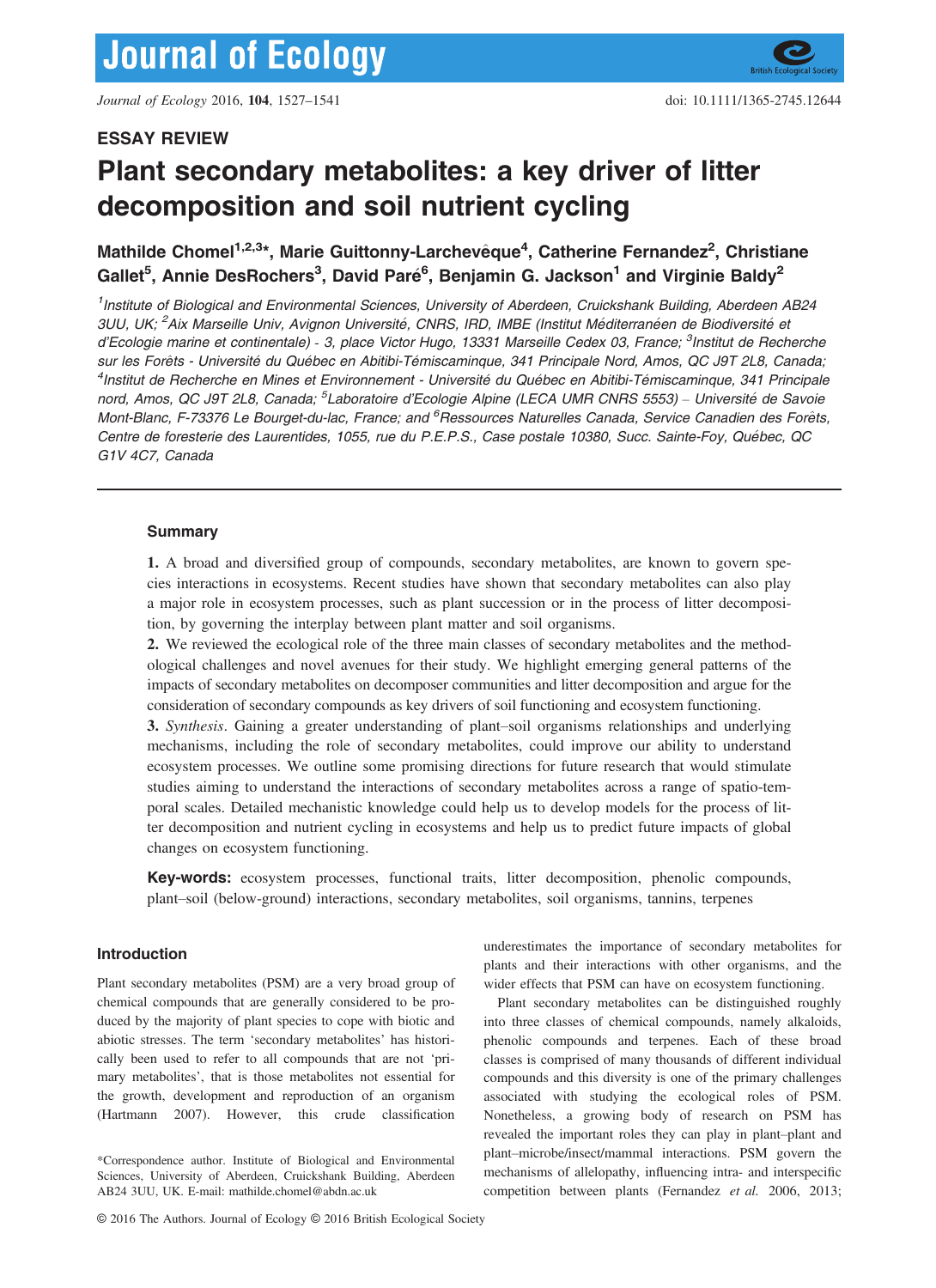ESSAY REVIEW

# Plant secondary metabolites: a key driver of litter decomposition and soil nutrient cycling

**Mathilde Chomel[1,2,3]*, Marie Guittonny-Larchevêque[4], Catherine Fernandez[2], Christiane Gallet[5], Annie DesRochers[3], David Paré[6], Benjamin G. Jackson[1] and Virginie Baldy[2]**

*[1]Institute of Biological and Environmental Sciences, University of Aberdeen, Cruickshank Building, Aberdeen AB24 3UU, UK; [2]Aix Marseille Univ, Avignon Université, CNRS, IRD, IMBE (Institut Méditerranéen de Biodiversité et d'Ecologie marine et continentale) - 3, place Victor Hugo, 13331 Marseille Cedex 03, France; [3]Institut de Recherche sur les Forêts - Université du Québec en Abitibi-Témiscamingue, 341 Principale Nord, Amos, QC J9T 2L8, Canada; [4]Institut de Recherche en Mines et Environnement - Université du Québec en Abitibi-Témiscamingue, 341 Principale nord, Amos, QC J9T 2L8, Canada; [5]Laboratoire d'Ecologie Alpine (LECA UMR CNRS 5553) – Université de Savoie Mont-Blanc, F-73376 Le Bourget-du-lac, France; and [6]Ressources Naturelles Canada, Service Canadien des Forêts, Centre de foresterie des Laurentides, 1055, rue du P.E.P.S., Case postale 10380, Succ. Sainte-Foy, Québec, QC G1V 4C7, Canada*

## Summary

**1.** A broad and diversified group of compounds, secondary metabolites, are known to govern species interactions in ecosystems. Recent studies have shown that secondary metabolites can also play a major role in ecosystem processes, such as plant succession or in the process of litter decomposition, by governing the interplay between plant matter and soil organisms.

**2.** We reviewed the ecological role of the three main classes of secondary metabolites and the methodological challenges and novel avenues for their study. We highlight emerging general patterns of the impacts of secondary metabolites on decomposer communities and litter decomposition and argue for the consideration of secondary compounds as key drivers of soil functioning and ecosystem functioning.

**3.** *Synthesis*. Gaining a greater understanding of plant–soil organisms relationships and underlying mechanisms, including the role of secondary metabolites, could improve our ability to understand ecosystem processes. We outline some promising directions for future research that would stimulate studies aiming to understand the interactions of secondary metabolites across a range of spatio-temporal scales. Detailed mechanistic knowledge could help us to develop models for the process of litter decomposition and nutrient cycling in ecosystems and help us to predict future impacts of global changes on ecosystem functioning.

**Key-words:** ecosystem processes, functional traits, litter decomposition, phenolic compounds, plant–soil (below-ground) interactions, secondary metabolites, soil organisms, tannins, terpenes

## Introduction

Plant secondary metabolites (PSM) are a very broad group of chemical compounds that are generally considered to be produced by the majority of plant species to cope with biotic and abiotic stresses. The term 'secondary metabolites' has historically been used to refer to all compounds that are not 'primary metabolites', that is those metabolites not essential for the growth, development and reproduction of an organism (Hartmann 2007). However, this crude classification underestimates the importance of secondary metabolites for plants and their interactions with other organisms, and the wider effects that PSM can have on ecosystem functioning.

Plant secondary metabolites can be distinguished roughly into three classes of chemical compounds, namely alkaloids, phenolic compounds and terpenes. Each of these broad classes is comprised of many thousands of different individual compounds and this diversity is one of the primary challenges associated with studying the ecological roles of PSM. Nonetheless, a growing body of research on PSM has revealed the important roles they can play in plant–plant and plant–microbe/insect/mammal interactions. PSM govern the mechanisms of allelopathy, influencing intra- and interspecific competition between plants (Fernandez *et al.* 2006, 2013;

*Correspondence author. Institute of Biological and Environmental Sciences, University of Aberdeen, Cruickshank Building, Aberdeen AB24 3UU, UK. E-mail: mathilde.chomel@abdn.ac.uk

© 2016 The Authors. Journal of Ecology © 2016 British Ecological Society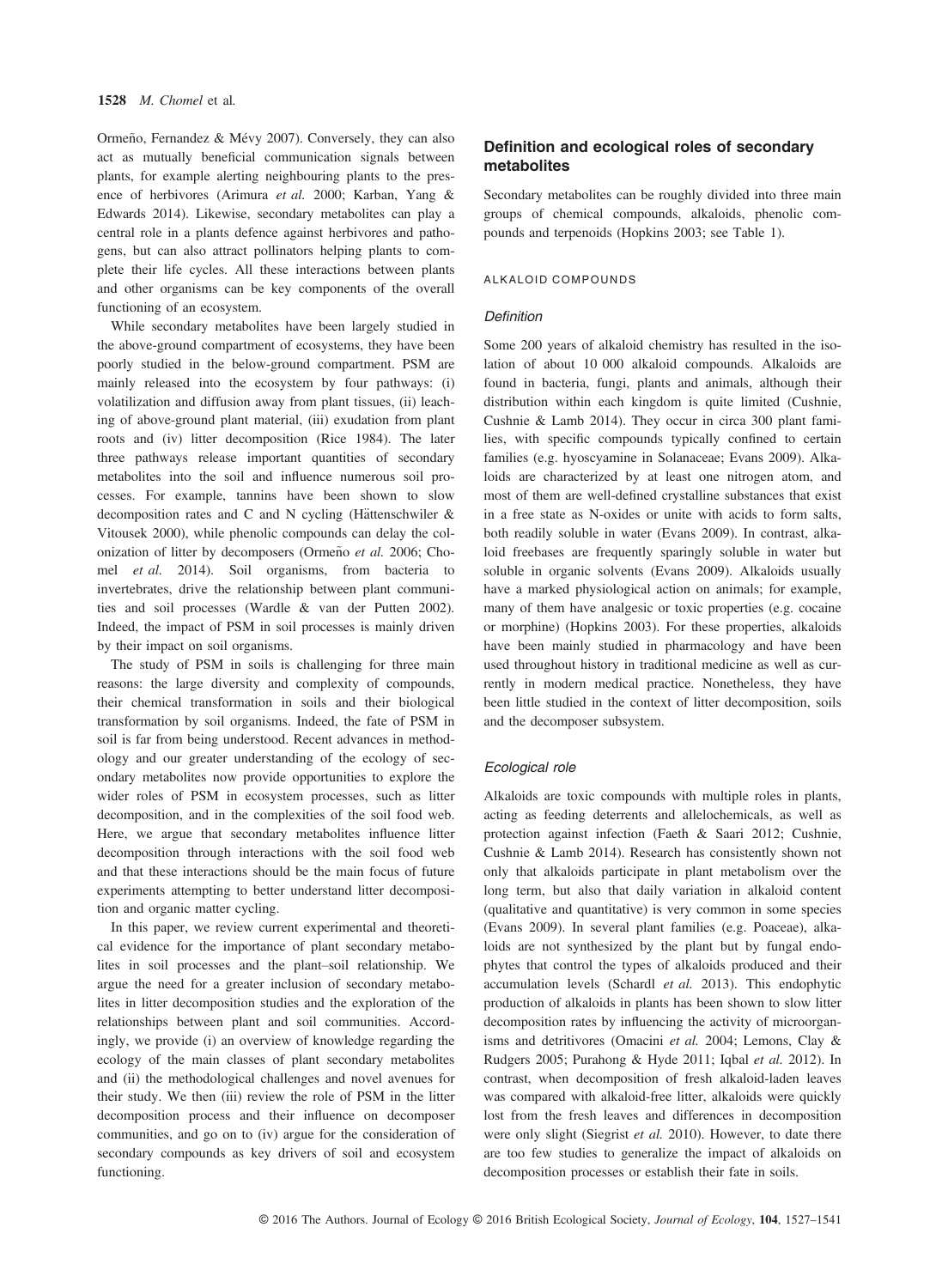Ormeño, Fernandez & Mévy 2007). Conversely, they can also act as mutually beneficial communication signals between plants, for example alerting neighbouring plants to the presence of herbivores (Arimura *et al.* 2000; Karban, Yang & Edwards 2014). Likewise, secondary metabolites can play a central role in a plants defence against herbivores and pathogens, but can also attract pollinators helping plants to complete their life cycles. All these interactions between plants and other organisms can be key components of the overall functioning of an ecosystem.

While secondary metabolites have been largely studied in the above-ground compartment of ecosystems, they have been poorly studied in the below-ground compartment. PSM are mainly released into the ecosystem by four pathways: (i) volatilization and diffusion away from plant tissues, (ii) leaching of above-ground plant material, (iii) exudation from plant roots and (iv) litter decomposition (Rice 1984). The later three pathways release important quantities of secondary metabolites into the soil and influence numerous soil processes. For example, tannins have been shown to slow decomposition rates and C and N cycling (Hättenschwiler & Vitousek 2000), while phenolic compounds can delay the colonization of litter by decomposers (Ormeño *et al.* 2006; Chomel *et al.* 2014). Soil organisms, from bacteria to invertebrates, drive the relationship between plant communities and soil processes (Wardle & van der Putten 2002). Indeed, the impact of PSM in soil processes is mainly driven by their impact on soil organisms.

The study of PSM in soils is challenging for three main reasons: the large diversity and complexity of compounds, their chemical transformation in soils and their biological transformation by soil organisms. Indeed, the fate of PSM in soil is far from being understood. Recent advances in methodology and our greater understanding of the ecology of secondary metabolites now provide opportunities to explore the wider roles of PSM in ecosystem processes, such as litter decomposition, and in the complexities of the soil food web. Here, we argue that secondary metabolites influence litter decomposition through interactions with the soil food web and that these interactions should be the main focus of future experiments attempting to better understand litter decomposition and organic matter cycling.

In this paper, we review current experimental and theoretical evidence for the importance of plant secondary metabolites in soil processes and the plant–soil relationship. We argue the need for a greater inclusion of secondary metabolites in litter decomposition studies and the exploration of the relationships between plant and soil communities. Accordingly, we provide (i) an overview of knowledge regarding the ecology of the main classes of plant secondary metabolites and (ii) the methodological challenges and novel avenues for their study. We then (iii) review the role of PSM in the litter decomposition process and their influence on decomposer communities, and go on to (iv) argue for the consideration of secondary compounds as key drivers of soil and ecosystem functioning.

## Definition and ecological roles of secondary metabolites

Secondary metabolites can be roughly divided into three main groups of chemical compounds, alkaloids, phenolic compounds and terpenoids (Hopkins 2003; see Table 1).

### ALKALOID COMPOUNDS

#### *Definition*

Some 200 years of alkaloid chemistry has resulted in the isolation of about 10 000 alkaloid compounds. Alkaloids are found in bacteria, fungi, plants and animals, although their distribution within each kingdom is quite limited (Cushnie, Cushnie & Lamb 2014). They occur in circa 300 plant families, with specific compounds typically confined to certain families (e.g. hyoscyamine in Solanaceae; Evans 2009). Alkaloids are characterized by at least one nitrogen atom, and most of them are well-defined crystalline substances that exist in a free state as N-oxides or unite with acids to form salts, both readily soluble in water (Evans 2009). In contrast, alkaloid freebases are frequently sparingly soluble in water but soluble in organic solvents (Evans 2009). Alkaloids usually have a marked physiological action on animals; for example, many of them have analgesic or toxic properties (e.g. cocaine or morphine) (Hopkins 2003). For these properties, alkaloids have been mainly studied in pharmacology and have been used throughout history in traditional medicine as well as currently in modern medical practice. Nonetheless, they have been little studied in the context of litter decomposition, soils and the decomposer subsystem.

#### *Ecological role*

Alkaloids are toxic compounds with multiple roles in plants, acting as feeding deterrents and allelochemicals, as well as protection against infection (Faeth & Saari 2012; Cushnie, Cushnie & Lamb 2014). Research has consistently shown not only that alkaloids participate in plant metabolism over the long term, but also that daily variation in alkaloid content (qualitative and quantitative) is very common in some species (Evans 2009). In several plant families (e.g. Poaceae), alkaloids are not synthesized by the plant but by fungal endophytes that control the types of alkaloids produced and their accumulation levels (Schardl *et al.* 2013). This endophytic production of alkaloids in plants has been shown to slow litter decomposition rates by influencing the activity of microorganisms and detritivores (Omacini *et al.* 2004; Lemons, Clay & Rudgers 2005; Purahong & Hyde 2011; Iqbal *et al.* 2012). In contrast, when decomposition of fresh alkaloid-laden leaves was compared with alkaloid-free litter, alkaloids were quickly lost from the fresh leaves and differences in decomposition were only slight (Siegrist *et al.* 2010). However, to date there are too few studies to generalize the impact of alkaloids on decomposition processes or establish their fate in soils.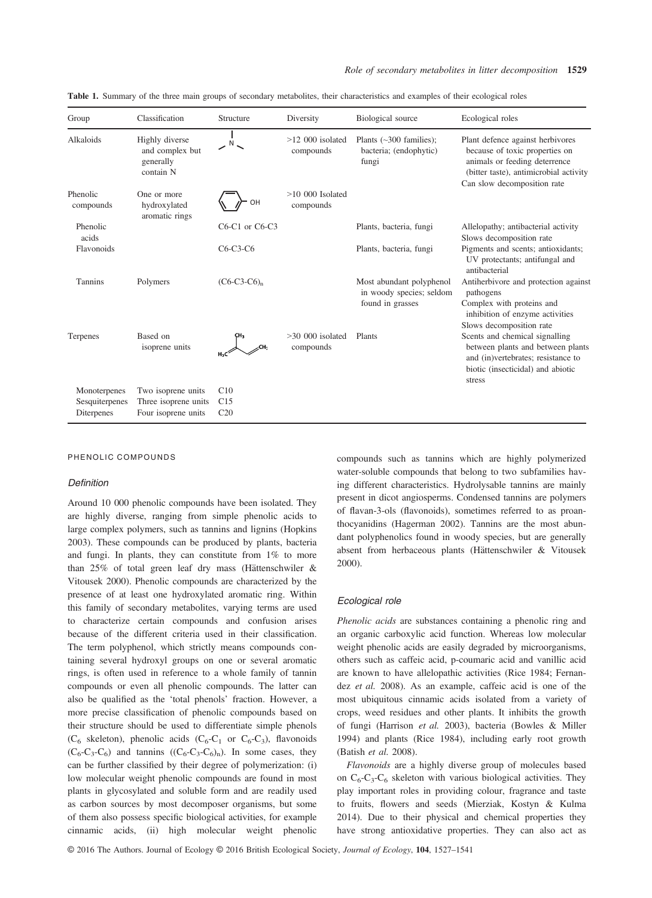**Table 1.** Summary of the three main groups of secondary metabolites, their characteristics and examples of their ecological roles

| Group | Classification | Structure | Diversity | Biological source | Ecological roles |
|---|---|---|---|---|---|
| Alkaloids | Highly diverse and complex but generally contain N | | >12 000 isolated compounds | Plants (~300 families); bacteria; (endophytic) fungi | Plant defence against herbivores because of toxic properties on animals or feeding deterrence (bitter taste), antimicrobial activity<br>Can slow decomposition rate |
| Phenolic compounds | One or more hydroxylated aromatic rings | | >10 000 Isolated compounds | | |
| Phenolic acids | | C6-C1 or C6-C3 | | Plants, bacteria, fungi | Allelopathy; antibacterial activity<br>Slows decomposition rate |
| Flavonoids | | C6-C3-C6 | | Plants, bacteria, fungi | Pigments and scents; antioxidants; UV protectants; antifungal and antibacterial |
| Tannins | Polymers | $(C6\text{-}C3\text{-}C6)_n$ | | Most abundant polyphenol in woody species; seldom found in grasses | Antiherbivore and protection against pathogens<br>Complex with proteins and inhibition of enzyme activities<br>Slows decomposition rate |
| Terpenes | Based on isoprene units | | >30 000 isolated compounds | Plants | Scents and chemical signalling between plants and between plants and (in)vertebrates; resistance to biotic (insecticidal) and abiotic stress |
| Monoterpenes | Two isoprene units | C10 | | | |
| Sesquiterpenes | Three isoprene units | C15 | | | |
| Diterpenes | Four isoprene units | C20 | | | |

### PHENOLIC COMPOUNDS

#### *Definition*

Around 10 000 phenolic compounds have been isolated. They are highly diverse, ranging from simple phenolic acids to large complex polymers, such as tannins and lignins (Hopkins 2003). These compounds can be produced by plants, bacteria and fungi. In plants, they can constitute from 1% to more than 25% of total green leaf dry mass (Hättenschwiler & Vitousek 2000). Phenolic compounds are characterized by the presence of at least one hydroxylated aromatic ring. Within this family of secondary metabolites, varying terms are used to characterize certain compounds and confusion arises because of the different criteria used in their classification. The term polyphenol, which strictly means compounds containing several hydroxyl groups on one or several aromatic rings, is often used in reference to a whole family of tannin compounds or even all phenolic compounds. The latter can also be qualified as the 'total phenols' fraction. However, a more precise classification of phenolic compounds based on their structure should be used to differentiate simple phenols ($C_6$ skeleton), phenolic acids ($C_6$-$C_1$ or $C_6$-$C_3$), flavonoids ($C_6$-$C_3$-$C_6$) and tannins ($(C_6\text{-}C_3\text{-}C_6)_n$). In some cases, they can be further classified by their degree of polymerization: (i) low molecular weight phenolic compounds are found in most plants in glycosylated and soluble form and are readily used as carbon sources by most decomposer organisms, but some of them also possess specific biological activities, for example cinnamic acids, (ii) high molecular weight phenolic compounds such as tannins which are highly polymerized water-soluble compounds that belong to two subfamilies having different characteristics. Hydrolysable tannins are mainly present in dicot angiosperms. Condensed tannins are polymers of flavan-3-ols (flavonoids), sometimes referred to as proanthocyanidins (Hagerman 2002). Tannins are the most abundant polyphenolics found in woody species, but are generally absent from herbaceous plants (Hättenschwiler & Vitousek 2000).

#### *Ecological role*

*Phenolic acids* are substances containing a phenolic ring and an organic carboxylic acid function. Whereas low molecular weight phenolic acids are easily degraded by microorganisms, others such as caffeic acid, p-coumaric acid and vanillic acid are known to have allelopathic activities (Rice 1984; Fernandez *et al.* 2008). As an example, caffeic acid is one of the most ubiquitous cinnamic acids isolated from a variety of crops, weed residues and other plants. It inhibits the growth of fungi (Harrison *et al.* 2003), bacteria (Bowles & Miller 1994) and plants (Rice 1984), including early root growth (Batish *et al.* 2008).

*Flavonoids* are a highly diverse group of molecules based on $C_6$-$C_3$-$C_6$ skeleton with various biological activities. They play important roles in providing colour, fragrance and taste to fruits, flowers and seeds (Mierziak, Kostyn & Kulma 2014). Due to their physical and chemical properties they have strong antioxidative properties. They can also act as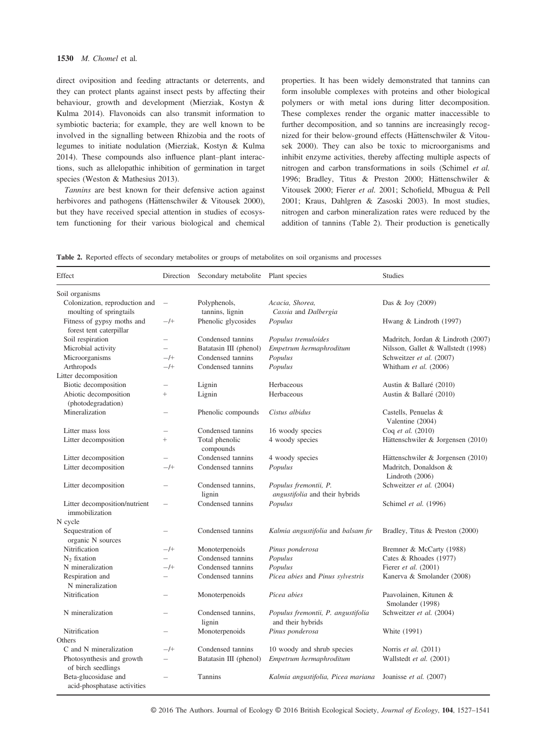direct oviposition and feeding attractants or deterrents, and they can protect plants against insect pests by affecting their behaviour, growth and development (Mierziak, Kostyn & Kulma 2014). Flavonoids can also transmit information to symbiotic bacteria; for example, they are well known to be involved in the signalling between Rhizobia and the roots of legumes to initiate nodulation (Mierziak, Kostyn & Kulma 2014). These compounds also influence plant–plant interactions, such as allelopathic inhibition of germination in target species (Weston & Mathesius 2013).

*Tannins* are best known for their defensive action against herbivores and pathogens (Hättenschwiler & Vitousek 2000), but they have received special attention in studies of ecosystem functioning for their various biological and chemical properties. It has been widely demonstrated that tannins can form insoluble complexes with proteins and other biological polymers or with metal ions during litter decomposition. These complexes render the organic matter inaccessible to further decomposition, and so tannins are increasingly recognized for their below-ground effects (Hättenschwiler & Vitousek 2000). They can also be toxic to microorganisms and inhibit enzyme activities, thereby affecting multiple aspects of nitrogen and carbon transformations in soils (Schimel *et al.* 1996; Bradley, Titus & Preston 2000; Hättenschwiler & Vitousek 2000; Fierer *et al.* 2001; Schofield, Mbugua & Pell 2001; Kraus, Dahlgren & Zasoski 2003). In most studies, nitrogen and carbon mineralization rates were reduced by the addition of tannins (Table 2). Their production is genetically

**Table 2.** Reported effects of secondary metabolites or groups of metabolites on soil organisms and processes

| Effect | Direction | Secondary metabolite | Plant species | Studies |
|---|---|---|---|---|
| Soil organisms | | | | |
| Colonization, reproduction and moulting of springtails | – | Polyphenols, tannins, lignin | *Acacia, Shorea, Cassia* and *Dalbergia* | Das & Joy (2009) |
| Fitness of gypsy moths and forest tent caterpillar | –/+ | Phenolic glycosides | *Populus* | Hwang & Lindroth (1997) |
| Soil respiration | – | Condensed tannins | *Populus tremuloides* | Madritch, Jordan & Lindroth (2007) |
| Microbial activity | – | Batatasin III (phenol) | *Empetrum hermaphroditum* | Nilsson, Gallet & Wallstedt (1998) |
| Microorganisms | –/+ | Condensed tannins | *Populus* | Schweitzer *et al.* (2007) |
| Arthropods | –/+ | Condensed tannins | *Populus* | Whitham *et al.* (2006) |
| Litter decomposition | | | | |
| Biotic decomposition | – | Lignin | Herbaceous | Austin & Ballaré (2010) |
| Abiotic decomposition (photodegradation) | + | Lignin | Herbaceous | Austin & Ballaré (2010) |
| Mineralization | – | Phenolic compounds | *Cistus albidus* | Castells, Penuelas & Valentine (2004) |
| Litter mass loss | – | Condensed tannins | 16 woody species | Coq *et al.* (2010) |
| Litter decomposition | + | Total phenolic compounds | 4 woody species | Hättenschwiler & Jorgensen (2010) |
| Litter decomposition | – | Condensed tannins | 4 woody species | Hättenschwiler & Jorgensen (2010) |
| Litter decomposition | –/+ | Condensed tannins | *Populus* | Madritch, Donaldson & Lindroth (2006) |
| Litter decomposition | – | Condensed tannins, lignin | *Populus fremontii, P. angustifolia* and their hybrids | Schweitzer *et al.* (2004) |
| Litter decomposition/nutrient immobilization | – | Condensed tannins | *Populus* | Schimel *et al.* (1996) |
| N cycle | | | | |
| Sequestration of organic N sources | – | Condensed tannins | *Kalmia angustifolia* and *balsam fir* | Bradley, Titus & Preston (2000) |
| Nitrification | –/+ | Monoterpenoids | *Pinus ponderosa* | Bremner & McCarty (1988) |
| $N_2$ fixation | – | Condensed tannins | *Populus* | Cates & Rhoades (1977) |
| N mineralization | –/+ | Condensed tannins | *Populus* | Fierer *et al.* (2001) |
| Respiration and N mineralization | – | Condensed tannins | *Picea abies* and *Pinus sylvestris* | Kanerva & Smolander (2008) |
| Nitrification | – | Monoterpenoids | *Picea abies* | Paavolainen, Kitunen & Smolander (1998) |
| N mineralization | – | Condensed tannins, lignin | *Populus fremontii, P. angustifolia* and their hybrids | Schweitzer *et al.* (2004) |
| Nitrification | – | Monoterpenoids | *Pinus ponderosa* | White (1991) |
| Others | | | | |
| C and N mineralization | –/+ | Condensed tannins | 10 woody and shrub species | Norris *et al.* (2011) |
| Photosynthesis and growth of birch seedlings | – | Batatasin III (phenol) | *Empetrum hermaphroditum* | Wallstedt *et al.* (2001) |
| Beta-glucosidase and acid-phosphatase activities | – | Tannins | *Kalmia angustifolia, Picea mariana* | Joanisse *et al.* (2007) |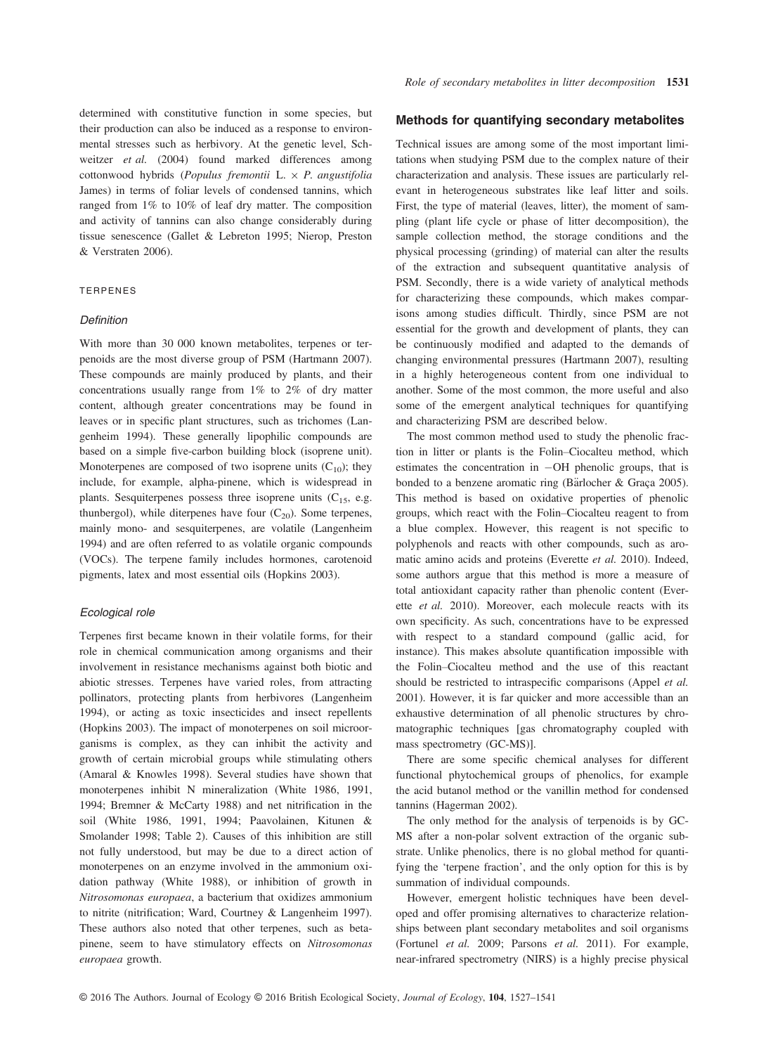determined with constitutive function in some species, but their production can also be induced as a response to environmental stresses such as herbivory. At the genetic level, Schweitzer *et al.* (2004) found marked differences among cottonwood hybrids (*Populus fremontii* L. × *P. angustifolia* James) in terms of foliar levels of condensed tannins, which ranged from 1% to 10% of leaf dry matter. The composition and activity of tannins can also change considerably during tissue senescence (Gallet & Lebreton 1995; Nierop, Preston & Verstraten 2006).

### TERPENES

#### *Definition*

With more than 30 000 known metabolites, terpenes or terpenoids are the most diverse group of PSM (Hartmann 2007). These compounds are mainly produced by plants, and their concentrations usually range from 1% to 2% of dry matter content, although greater concentrations may be found in leaves or in specific plant structures, such as trichomes (Langenheim 1994). These generally lipophilic compounds are based on a simple five-carbon building block (isoprene unit). Monoterpenes are composed of two isoprene units ($C_{10}$); they include, for example, alpha-pinene, which is widespread in plants. Sesquiterpenes possess three isoprene units ($C_{15}$, e.g. thunbergol), while diterpenes have four ($C_{20}$). Some terpenes, mainly mono- and sesquiterpenes, are volatile (Langenheim 1994) and are often referred to as volatile organic compounds (VOCs). The terpene family includes hormones, carotenoid pigments, latex and most essential oils (Hopkins 2003).

#### *Ecological role*

Terpenes first became known in their volatile forms, for their role in chemical communication among organisms and their involvement in resistance mechanisms against both biotic and abiotic stresses. Terpenes have varied roles, from attracting pollinators, protecting plants from herbivores (Langenheim 1994), or acting as toxic insecticides and insect repellents (Hopkins 2003). The impact of monoterpenes on soil microorganisms is complex, as they can inhibit the activity and growth of certain microbial groups while stimulating others (Amaral & Knowles 1998). Several studies have shown that monoterpenes inhibit N mineralization (White 1986, 1991, 1994; Bremner & McCarty 1988) and net nitrification in the soil (White 1986, 1991, 1994; Paavolainen, Kitunen & Smolander 1998; Table 2). Causes of this inhibition are still not fully understood, but may be due to a direct action of monoterpenes on an enzyme involved in the ammonium oxidation pathway (White 1988), or inhibition of growth in *Nitrosomonas europaea*, a bacterium that oxidizes ammonium to nitrite (nitrification; Ward, Courtney & Langenheim 1997). These authors also noted that other terpenes, such as beta-pinene, seem to have stimulatory effects on *Nitrosomonas europaea* growth.

## Methods for quantifying secondary metabolites

Technical issues are among some of the most important limitations when studying PSM due to the complex nature of their characterization and analysis. These issues are particularly relevant in heterogeneous substrates like leaf litter and soils. First, the type of material (leaves, litter), the moment of sampling (plant life cycle or phase of litter decomposition), the sample collection method, the storage conditions and the physical processing (grinding) of material can alter the results of the extraction and subsequent quantitative analysis of PSM. Secondly, there is a wide variety of analytical methods for characterizing these compounds, which makes comparisons among studies difficult. Thirdly, since PSM are not essential for the growth and development of plants, they can be continuously modified and adapted to the demands of changing environmental pressures (Hartmann 2007), resulting in a highly heterogeneous content from one individual to another. Some of the most common, the more useful and also some of the emergent analytical techniques for quantifying and characterizing PSM are described below.

The most common method used to study the phenolic fraction in litter or plants is the Folin–Ciocalteu method, which estimates the concentration in −OH phenolic groups, that is bonded to a benzene aromatic ring (Bärlocher & Graça 2005). This method is based on oxidative properties of phenolic groups, which react with the Folin–Ciocalteu reagent to from a blue complex. However, this reagent is not specific to polyphenols and reacts with other compounds, such as aromatic amino acids and proteins (Everette *et al.* 2010). Indeed, some authors argue that this method is more a measure of total antioxidant capacity rather than phenolic content (Everette *et al.* 2010). Moreover, each molecule reacts with its own specificity. As such, concentrations have to be expressed with respect to a standard compound (gallic acid, for instance). This makes absolute quantification impossible with the Folin–Ciocalteu method and the use of this reactant should be restricted to intraspecific comparisons (Appel *et al.* 2001). However, it is far quicker and more accessible than an exhaustive determination of all phenolic structures by chromatographic techniques [gas chromatography coupled with mass spectrometry (GC-MS)].

There are some specific chemical analyses for different functional phytochemical groups of phenolics, for example the acid butanol method or the vanillin method for condensed tannins (Hagerman 2002).

The only method for the analysis of terpenoids is by GC-MS after a non-polar solvent extraction of the organic substrate. Unlike phenolics, there is no global method for quantifying the 'terpene fraction', and the only option for this is by summation of individual compounds.

However, emergent holistic techniques have been developed and offer promising alternatives to characterize relationships between plant secondary metabolites and soil organisms (Fortunel *et al.* 2009; Parsons *et al.* 2011). For example, near-infrared spectrometry (NIRS) is a highly precise physical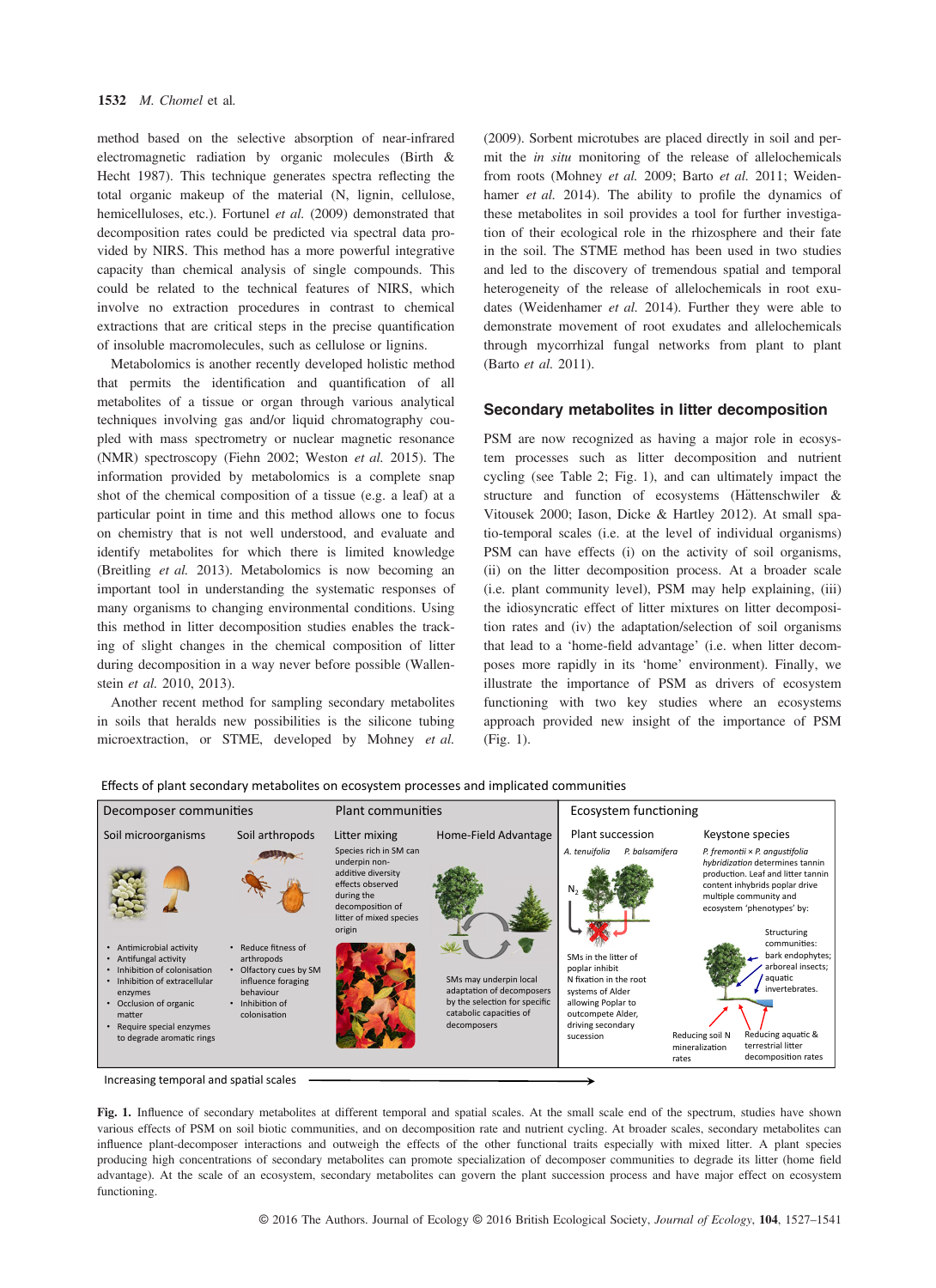method based on the selective absorption of near-infrared electromagnetic radiation by organic molecules (Birth & Hecht 1987). This technique generates spectra reflecting the total organic makeup of the material (N, lignin, cellulose, hemicelluloses, etc.). Fortunel *et al.* (2009) demonstrated that decomposition rates could be predicted via spectral data provided by NIRS. This method has a more powerful integrative capacity than chemical analysis of single compounds. This could be related to the technical features of NIRS, which involve no extraction procedures in contrast to chemical extractions that are critical steps in the precise quantification of insoluble macromolecules, such as cellulose or lignins.

Metabolomics is another recently developed holistic method that permits the identification and quantification of all metabolites of a tissue or organ through various analytical techniques involving gas and/or liquid chromatography coupled with mass spectrometry or nuclear magnetic resonance (NMR) spectroscopy (Fiehn 2002; Weston *et al.* 2015). The information provided by metabolomics is a complete snap shot of the chemical composition of a tissue (e.g. a leaf) at a particular point in time and this method allows one to focus on chemistry that is not well understood, and evaluate and identify metabolites for which there is limited knowledge (Breitling *et al.* 2013). Metabolomics is now becoming an important tool in understanding the systematic responses of many organisms to changing environmental conditions. Using this method in litter decomposition studies enables the tracking of slight changes in the chemical composition of litter during decomposition in a way never before possible (Wallenstein *et al.* 2010, 2013).

Another recent method for sampling secondary metabolites in soils that heralds new possibilities is the silicone tubing microextraction, or STME, developed by Mohney *et al.* (2009). Sorbent microtubes are placed directly in soil and permit the *in situ* monitoring of the release of allelochemicals from roots (Mohney *et al.* 2009; Barto *et al.* 2011; Weidenhamer *et al.* 2014). The ability to profile the dynamics of these metabolites in soil provides a tool for further investigation of their ecological role in the rhizosphere and their fate in the soil. The STME method has been used in two studies and led to the discovery of tremendous spatial and temporal heterogeneity of the release of allelochemicals in root exudates (Weidenhamer *et al.* 2014). Further they were able to demonstrate movement of root exudates and allelochemicals through mycorrhizal fungal networks from plant to plant (Barto *et al.* 2011).

## Secondary metabolites in litter decomposition

PSM are now recognized as having a major role in ecosystem processes such as litter decomposition and nutrient cycling (see Table 2; Fig. 1), and can ultimately impact the structure and function of ecosystems (Hättenschwiler & Vitousek 2000; Iason, Dicke & Hartley 2012). At small spatio-temporal scales (i.e. at the level of individual organisms) PSM can have effects (i) on the activity of soil organisms, (ii) on the litter decomposition process. At a broader scale (i.e. plant community level), PSM may help explaining, (iii) the idiosyncratic effect of litter mixtures on litter decomposition rates and (iv) the adaptation/selection of soil organisms that lead to a 'home-field advantage' (i.e. when litter decomposes more rapidly in its 'home' environment). Finally, we illustrate the importance of PSM as drivers of ecosystem functioning with two key studies where an ecosystems approach provided new insight of the importance of PSM (Fig. 1).

**Fig. 1.** Influence of secondary metabolites at different temporal and spatial scales. At the small scale end of the spectrum, studies have shown various effects of PSM on soil biotic communities, and on decomposition rate and nutrient cycling. At broader scales, secondary metabolites can influence plant-decomposer interactions and outweigh the effects of the other functional traits especially with mixed litter. A plant species producing high concentrations of secondary metabolites can promote specialization of decomposer communities to degrade its litter (home field advantage). At the scale of an ecosystem, secondary metabolites can govern the plant succession process and have major effect on ecosystem functioning.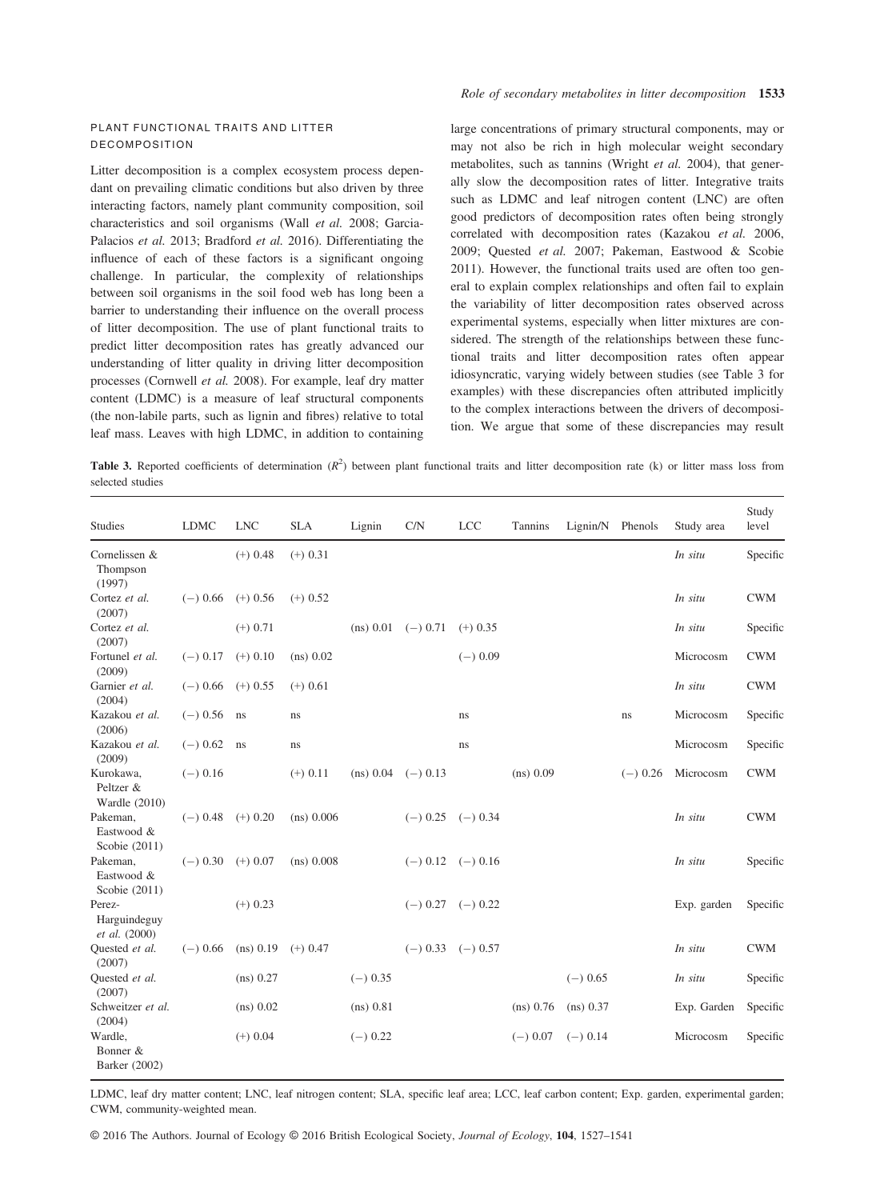## PLANT FUNCTIONAL TRAITS AND LITTER DECOMPOSITION

Litter decomposition is a complex ecosystem process dependant on prevailing climatic conditions but also driven by three interacting factors, namely plant community composition, soil characteristics and soil organisms (Wall *et al.* 2008; Garcia-Palacios *et al.* 2013; Bradford *et al.* 2016). Differentiating the influence of each of these factors is a significant ongoing challenge. In particular, the complexity of relationships between soil organisms in the soil food web has long been a barrier to understanding their influence on the overall process of litter decomposition. The use of plant functional traits to predict litter decomposition rates has greatly advanced our understanding of litter quality in driving litter decomposition processes (Cornwell *et al.* 2008). For example, leaf dry matter content (LDMC) is a measure of leaf structural components (the non-labile parts, such as lignin and fibres) relative to total leaf mass. Leaves with high LDMC, in addition to containing large concentrations of primary structural components, may or may not also be rich in high molecular weight secondary metabolites, such as tannins (Wright *et al.* 2004), that generally slow the decomposition rates of litter. Integrative traits such as LDMC and leaf nitrogen content (LNC) are often good predictors of decomposition rates often being strongly correlated with decomposition rates (Kazakou *et al.* 2006, 2009; Quested *et al.* 2007; Pakeman, Eastwood & Scobie 2011). However, the functional traits used are often too general to explain complex relationships and often fail to explain the variability of litter decomposition rates observed across experimental systems, especially when litter mixtures are considered. The strength of the relationships between these functional traits and litter decomposition rates often appear idiosyncratic, varying widely between studies (see Table 3 for examples) with these discrepancies often attributed implicitly to the complex interactions between the drivers of decomposition. We argue that some of these discrepancies may result

**Table 3.** Reported coefficients of determination ($R^2$) between plant functional traits and litter decomposition rate (k) or litter mass loss from selected studies

| Studies | LDMC | LNC | SLA | Lignin | C/N | LCC | Tannins | Lignin/N | Phenols | Study area | Study level |
|---|---|---|---|---|---|---|---|---|---|---|---|
| Cornelissen & Thompson (1997) | | (+) 0.48 | (+) 0.31 | | | | | | | *In situ* | Specific |
| Cortez *et al.* (2007) | (−) 0.66 | (+) 0.56 | (+) 0.52 | | | | | | | *In situ* | CWM |
| Cortez *et al.* (2007) | | (+) 0.71 | | (ns) 0.01 | (−) 0.71 | (+) 0.35 | | | | *In situ* | Specific |
| Fortunel *et al.* (2009) | (−) 0.17 | (+) 0.10 | (ns) 0.02 | | | (−) 0.09 | | | | Microcosm | CWM |
| Garnier *et al.* (2004) | (−) 0.66 | (+) 0.55 | (+) 0.61 | | | | | | | *In situ* | CWM |
| Kazakou *et al.* (2006) | (−) 0.56 | ns | ns | | | ns | | | ns | Microcosm | Specific |
| Kazakou *et al.* (2009) | (−) 0.62 | ns | ns | | | ns | | | | Microcosm | Specific |
| Kurokawa, Peltzer & Wardle (2010) | (−) 0.16 | | (+) 0.11 | (ns) 0.04 | (−) 0.13 | | (ns) 0.09 | | (−) 0.26 | Microcosm | CWM |
| Pakeman, Eastwood & Scobie (2011) | (−) 0.48 | (+) 0.20 | (ns) 0.006 | | (−) 0.25 | (−) 0.34 | | | | *In situ* | CWM |
| Pakeman, Eastwood & Scobie (2011) | (−) 0.30 | (+) 0.07 | (ns) 0.008 | | (−) 0.12 | (−) 0.16 | | | | *In situ* | Specific |
| Perez-Harguindeguy *et al.* (2000) | | (+) 0.23 | | | (−) 0.27 | (−) 0.22 | | | | Exp. garden | Specific |
| Quested *et al.* (2007) | (−) 0.66 | (ns) 0.19 | (+) 0.47 | | (−) 0.33 | (−) 0.57 | | | | *In situ* | CWM |
| Quested *et al.* (2007) | | (ns) 0.27 | | (−) 0.35 | | | | (−) 0.65 | | *In situ* | Specific |
| Schweitzer *et al.* (2004) | | (ns) 0.02 | | (ns) 0.81 | | | (ns) 0.76 | (ns) 0.37 | | Exp. Garden | Specific |
| Wardle, Bonner & Barker (2002) | | (+) 0.04 | | (−) 0.22 | | | (−) 0.07 | (−) 0.14 | | Microcosm | Specific |

LDMC, leaf dry matter content; LNC, leaf nitrogen content; SLA, specific leaf area; LCC, leaf carbon content; Exp. garden, experimental garden; CWM, community-weighted mean.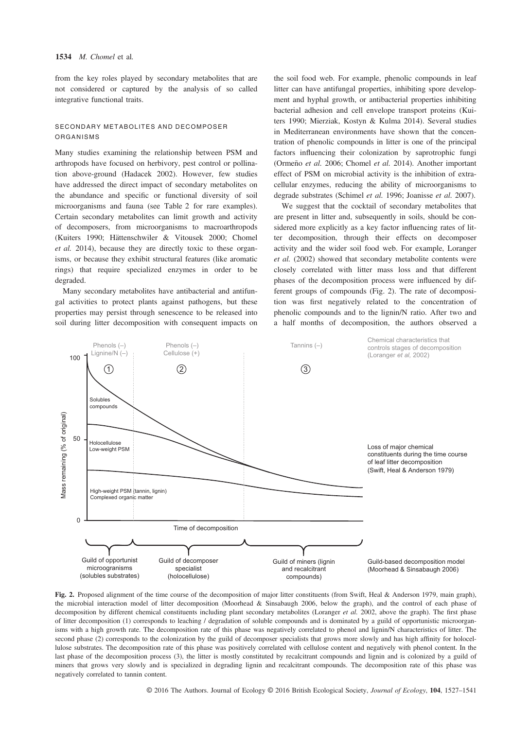from the key roles played by secondary metabolites that are not considered or captured by the analysis of so called integrative functional traits.

### SECONDARY METABOLITES AND DECOMPOSER ORGANISMS

Many studies examining the relationship between PSM and arthropods have focused on herbivory, pest control or pollination above-ground (Hadacek 2002). However, few studies have addressed the direct impact of secondary metabolites on the abundance and specific or functional diversity of soil microorganisms and fauna (see Table 2 for rare examples). Certain secondary metabolites can limit growth and activity of decomposers, from microorganisms to macroarthropods (Kuiters 1990; Hättenschwiler & Vitousek 2000; Chomel *et al.* 2014), because they are directly toxic to these organisms, or because they exhibit structural features (like aromatic rings) that require specialized enzymes in order to be degraded.

Many secondary metabolites have antibacterial and antifungal activities to protect plants against pathogens, but these properties may persist through senescence to be released into soil during litter decomposition with consequent impacts on the soil food web. For example, phenolic compounds in leaf litter can have antifungal properties, inhibiting spore development and hyphal growth, or antibacterial properties inhibiting bacterial adhesion and cell envelope transport proteins (Kuiters 1990; Mierziak, Kostyn & Kulma 2014). Several studies in Mediterranean environments have shown that the concentration of phenolic compounds in litter is one of the principal factors influencing their colonization by saprotrophic fungi (Ormeño *et al.* 2006; Chomel *et al.* 2014). Another important effect of PSM on microbial activity is the inhibition of extracellular enzymes, reducing the ability of microorganisms to degrade substrates (Schimel *et al.* 1996; Joanisse *et al.* 2007).

We suggest that the cocktail of secondary metabolites that are present in litter and, subsequently in soils, should be considered more explicitly as a key factor influencing rates of litter decomposition, through their effects on decomposer activity and the wider soil food web. For example, Loranger *et al.* (2002) showed that secondary metabolite contents were closely correlated with litter mass loss and that different phases of the decomposition process were influenced by different groups of compounds (Fig. 2). The rate of decomposition was first negatively related to the concentration of phenolic compounds and to the lignin/N ratio. After two and a half months of decomposition, the authors observed a

**Fig. 2.** Proposed alignment of the time course of the decomposition of major litter constituents (from Swift, Heal & Anderson 1979, main graph), the microbial interaction model of litter decomposition (Moorhead & Sinsabaugh 2006, below the graph), and the control of each phase of decomposition by different chemical constituents including plant secondary metabolites (Loranger *et al.* 2002, above the graph). The first phase of litter decomposition (1) corresponds to leaching / degradation of soluble compounds and is dominated by a guild of opportunistic microorganisms with a high growth rate. The decomposition rate of this phase was negatively correlated to phenol and lignin/N characteristics of litter. The second phase (2) corresponds to the colonization by the guild of decomposer specialists that grows more slowly and has high affinity for holocellulose substrates. The decomposition rate of this phase was positively correlated with cellulose content and negatively with phenol content. In the last phase of the decomposition process (3), the litter is mostly constituted by recalcitrant compounds and lignin and is colonized by a guild of miners that grows very slowly and is specialized in degrading lignin and recalcitrant compounds. The decomposition rate of this phase was negatively correlated to tannin content.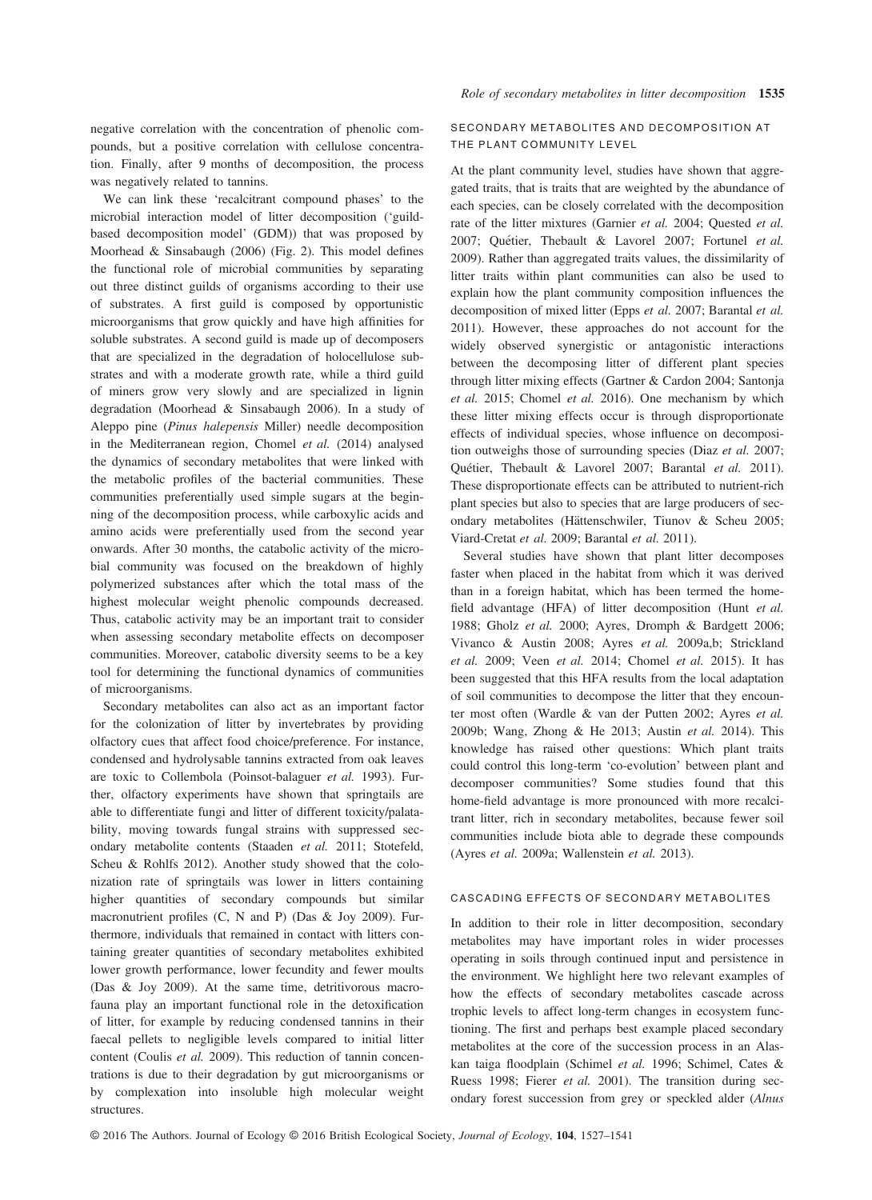negative correlation with the concentration of phenolic compounds, but a positive correlation with cellulose concentration. Finally, after 9 months of decomposition, the process was negatively related to tannins.

We can link these 'recalcitrant compound phases' to the microbial interaction model of litter decomposition ('guild-based decomposition model' (GDM)) that was proposed by Moorhead & Sinsabaugh (2006) (Fig. 2). This model defines the functional role of microbial communities by separating out three distinct guilds of organisms according to their use of substrates. A first guild is composed by opportunistic microorganisms that grow quickly and have high affinities for soluble substrates. A second guild is made up of decomposers that are specialized in the degradation of holocellulose substrates and with a moderate growth rate, while a third guild of miners grow very slowly and are specialized in lignin degradation (Moorhead & Sinsabaugh 2006). In a study of Aleppo pine (*Pinus halepensis* Miller) needle decomposition in the Mediterranean region, Chomel *et al.* (2014) analysed the dynamics of secondary metabolites that were linked with the metabolic profiles of the bacterial communities. These communities preferentially used simple sugars at the beginning of the decomposition process, while carboxylic acids and amino acids were preferentially used from the second year onwards. After 30 months, the catabolic activity of the microbial community was focused on the breakdown of highly polymerized substances after which the total mass of the highest molecular weight phenolic compounds decreased. Thus, catabolic activity may be an important trait to consider when assessing secondary metabolite effects on decomposer communities. Moreover, catabolic diversity seems to be a key tool for determining the functional dynamics of communities of microorganisms.

Secondary metabolites can also act as an important factor for the colonization of litter by invertebrates by providing olfactory cues that affect food choice/preference. For instance, condensed and hydrolysable tannins extracted from oak leaves are toxic to Collembola (Poinsot-balaguer *et al.* 1993). Further, olfactory experiments have shown that springtails are able to differentiate fungi and litter of different toxicity/palatability, moving towards fungal strains with suppressed secondary metabolite contents (Staaden *et al.* 2011; Stotefeld, Scheu & Rohlfs 2012). Another study showed that the colonization rate of springtails was lower in litters containing higher quantities of secondary compounds but similar macronutrient profiles (C, N and P) (Das & Joy 2009). Furthermore, individuals that remained in contact with litters containing greater quantities of secondary metabolites exhibited lower growth performance, lower fecundity and fewer moults (Das & Joy 2009). At the same time, detritivorous macrofauna play an important functional role in the detoxification of litter, for example by reducing condensed tannins in their faecal pellets to negligible levels compared to initial litter content (Coulis *et al.* 2009). This reduction of tannin concentrations is due to their degradation by gut microorganisms or by complexation into insoluble high molecular weight structures.

## SECONDARY METABOLITES AND DECOMPOSITION AT THE PLANT COMMUNITY LEVEL

At the plant community level, studies have shown that aggregated traits, that is traits that are weighted by the abundance of each species, can be closely correlated with the decomposition rate of the litter mixtures (Garnier *et al.* 2004; Quested *et al.* 2007; Quétier, Thebault & Lavorel 2007; Fortunel *et al.* 2009). Rather than aggregated traits values, the dissimilarity of litter traits within plant communities can also be used to explain how the plant community composition influences the decomposition of mixed litter (Epps *et al.* 2007; Barantal *et al.* 2011). However, these approaches do not account for the widely observed synergistic or antagonistic interactions between the decomposing litter of different plant species through litter mixing effects (Gartner & Cardon 2004; Santonja *et al.* 2015; Chomel *et al.* 2016). One mechanism by which these litter mixing effects occur is through disproportionate effects of individual species, whose influence on decomposition outweighs those of surrounding species (Diaz *et al.* 2007; Quétier, Thebault & Lavorel 2007; Barantal *et al.* 2011). These disproportionate effects can be attributed to nutrient-rich plant species but also to species that are large producers of secondary metabolites (Hättenschwiler, Tiunov & Scheu 2005; Viard-Cretat *et al.* 2009; Barantal *et al.* 2011).

Several studies have shown that plant litter decomposes faster when placed in the habitat from which it was derived than in a foreign habitat, which has been termed the home-field advantage (HFA) of litter decomposition (Hunt *et al.* 1988; Gholz *et al.* 2000; Ayres, Dromph & Bardgett 2006; Vivanco & Austin 2008; Ayres *et al.* 2009a,b; Strickland *et al.* 2009; Veen *et al.* 2014; Chomel *et al.* 2015). It has been suggested that this HFA results from the local adaptation of soil communities to decompose the litter that they encounter most often (Wardle & van der Putten 2002; Ayres *et al.* 2009b; Wang, Zhong & He 2013; Austin *et al.* 2014). This knowledge has raised other questions: Which plant traits could control this long-term 'co-evolution' between plant and decomposer communities? Some studies found that this home-field advantage is more pronounced with more recalcitrant litter, rich in secondary metabolites, because fewer soil communities include biota able to degrade these compounds (Ayres *et al.* 2009a; Wallenstein *et al.* 2013).

## CASCADING EFFECTS OF SECONDARY METABOLITES

In addition to their role in litter decomposition, secondary metabolites may have important roles in wider processes operating in soils through continued input and persistence in the environment. We highlight here two relevant examples of how the effects of secondary metabolites cascade across trophic levels to affect long-term changes in ecosystem functioning. The first and perhaps best example placed secondary metabolites at the core of the succession process in an Alaskan taiga floodplain (Schimel *et al.* 1996; Schimel, Cates & Ruess 1998; Fierer *et al.* 2001). The transition during secondary forest succession from grey or speckled alder (*Alnus*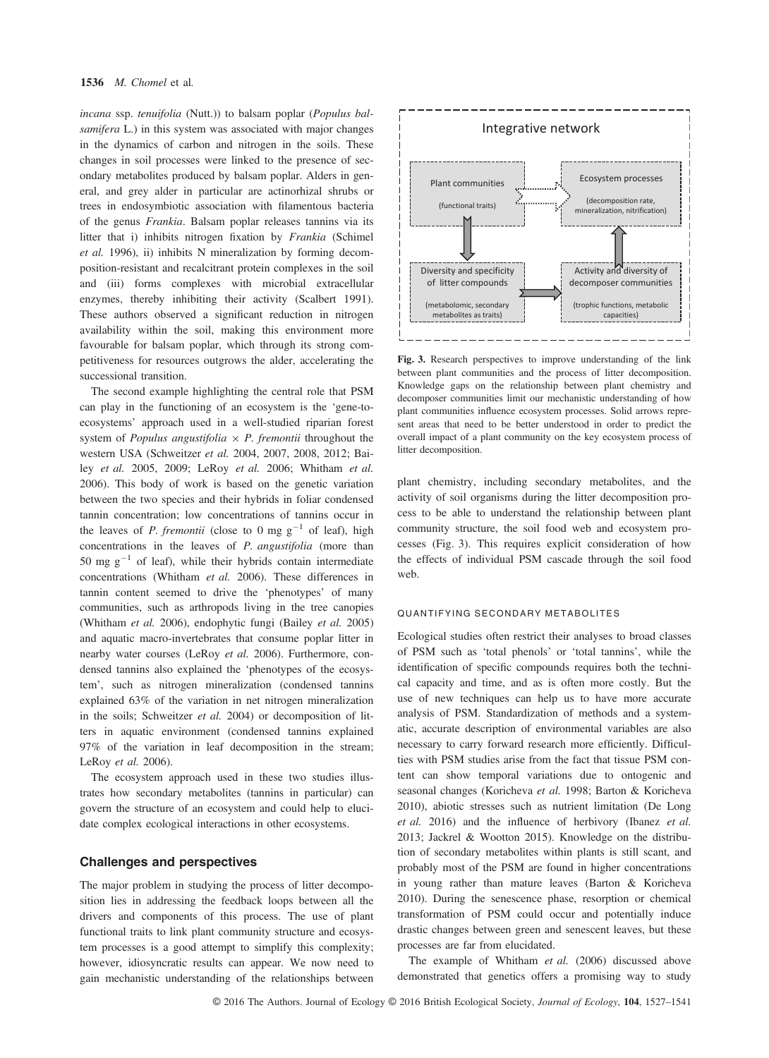*incana* ssp. *tenuifolia* (Nutt.)) to balsam poplar (*Populus balsamifera* L.) in this system was associated with major changes in the dynamics of carbon and nitrogen in the soils. These changes in soil processes were linked to the presence of secondary metabolites produced by balsam poplar. Alders in general, and grey alder in particular are actinorhizal shrubs or trees in endosymbiotic association with filamentous bacteria of the genus *Frankia*. Balsam poplar releases tannins via its litter that i) inhibits nitrogen fixation by *Frankia* (Schimel *et al.* 1996), ii) inhibits N mineralization by forming decomposition-resistant and recalcitrant protein complexes in the soil and (iii) forms complexes with microbial extracellular enzymes, thereby inhibiting their activity (Scalbert 1991). These authors observed a significant reduction in nitrogen availability within the soil, making this environment more favourable for balsam poplar, which through its strong competitiveness for resources outgrows the alder, accelerating the successional transition.

The second example highlighting the central role that PSM can play in the functioning of an ecosystem is the 'gene-to-ecosystems' approach used in a well-studied riparian forest system of *Populus angustifolia* × *P. fremontii* throughout the western USA (Schweitzer *et al.* 2004, 2007, 2008, 2012; Bailey *et al.* 2005, 2009; LeRoy *et al.* 2006; Whitham *et al.* 2006). This body of work is based on the genetic variation between the two species and their hybrids in foliar condensed tannin concentration; low concentrations of tannins occur in the leaves of *P. fremontii* (close to 0 mg $g^{-1}$ of leaf), high concentrations in the leaves of *P. angustifolia* (more than 50 mg $g^{-1}$ of leaf), while their hybrids contain intermediate concentrations (Whitham *et al.* 2006). These differences in tannin content seemed to drive the 'phenotypes' of many communities, such as arthropods living in the tree canopies (Whitham *et al.* 2006), endophytic fungi (Bailey *et al.* 2005) and aquatic macro-invertebrates that consume poplar litter in nearby water courses (LeRoy *et al.* 2006). Furthermore, condensed tannins also explained the 'phenotypes of the ecosystem', such as nitrogen mineralization (condensed tannins explained 63% of the variation in net nitrogen mineralization in the soils; Schweitzer *et al.* 2004) or decomposition of litters in aquatic environment (condensed tannins explained 97% of the variation in leaf decomposition in the stream; LeRoy *et al.* 2006).

The ecosystem approach used in these two studies illustrates how secondary metabolites (tannins in particular) can govern the structure of an ecosystem and could help to elucidate complex ecological interactions in other ecosystems.

## Challenges and perspectives

The major problem in studying the process of litter decomposition lies in addressing the feedback loops between all the drivers and components of this process. The use of plant functional traits to link plant community structure and ecosystem processes is a good attempt to simplify this complexity; however, idiosyncratic results can appear. We now need to gain mechanistic understanding of the relationships between plant chemistry, including secondary metabolites, and the activity of soil organisms during the litter decomposition process to be able to understand the relationship between plant community structure, the soil food web and ecosystem processes (Fig. 3). This requires explicit consideration of how the effects of individual PSM cascade through the soil food web.

Integrative network

Plant communities (functional traits) → Ecosystem processes (decomposition rate, mineralization, nitrification)

Diversity and specificity of litter compounds (metabolomic, secondary metabolites as traits) → Activity and diversity of decomposer communities (trophic functions, metabolic capacities)

**Fig. 3.** Research perspectives to improve understanding of the link between plant communities and the process of litter decomposition. Knowledge gaps on the relationship between plant chemistry and decomposer communities limit our mechanistic understanding of how plant communities influence ecosystem processes. Solid arrows represent areas that need to be better understood in order to predict the overall impact of a plant community on the key ecosystem process of litter decomposition.

### QUANTIFYING SECONDARY METABOLITES

Ecological studies often restrict their analyses to broad classes of PSM such as 'total phenols' or 'total tannins', while the identification of specific compounds requires both the technical capacity and time, and as is often more costly. But the use of new techniques can help us to have more accurate analysis of PSM. Standardization of methods and a systematic, accurate description of environmental variables are also necessary to carry forward research more efficiently. Difficulties with PSM studies arise from the fact that tissue PSM content can show temporal variations due to ontogenic and seasonal changes (Koricheva *et al.* 1998; Barton & Koricheva 2010), abiotic stresses such as nutrient limitation (De Long *et al.* 2016) and the influence of herbivory (Ibanez *et al.* 2013; Jackrel & Wootton 2015). Knowledge on the distribution of secondary metabolites within plants is still scant, and probably most of the PSM are found in higher concentrations in young rather than mature leaves (Barton & Koricheva 2010). During the senescence phase, resorption or chemical transformation of PSM could occur and potentially induce drastic changes between green and senescent leaves, but these processes are far from elucidated.

The example of Whitham *et al.* (2006) discussed above demonstrated that genetics offers a promising way to study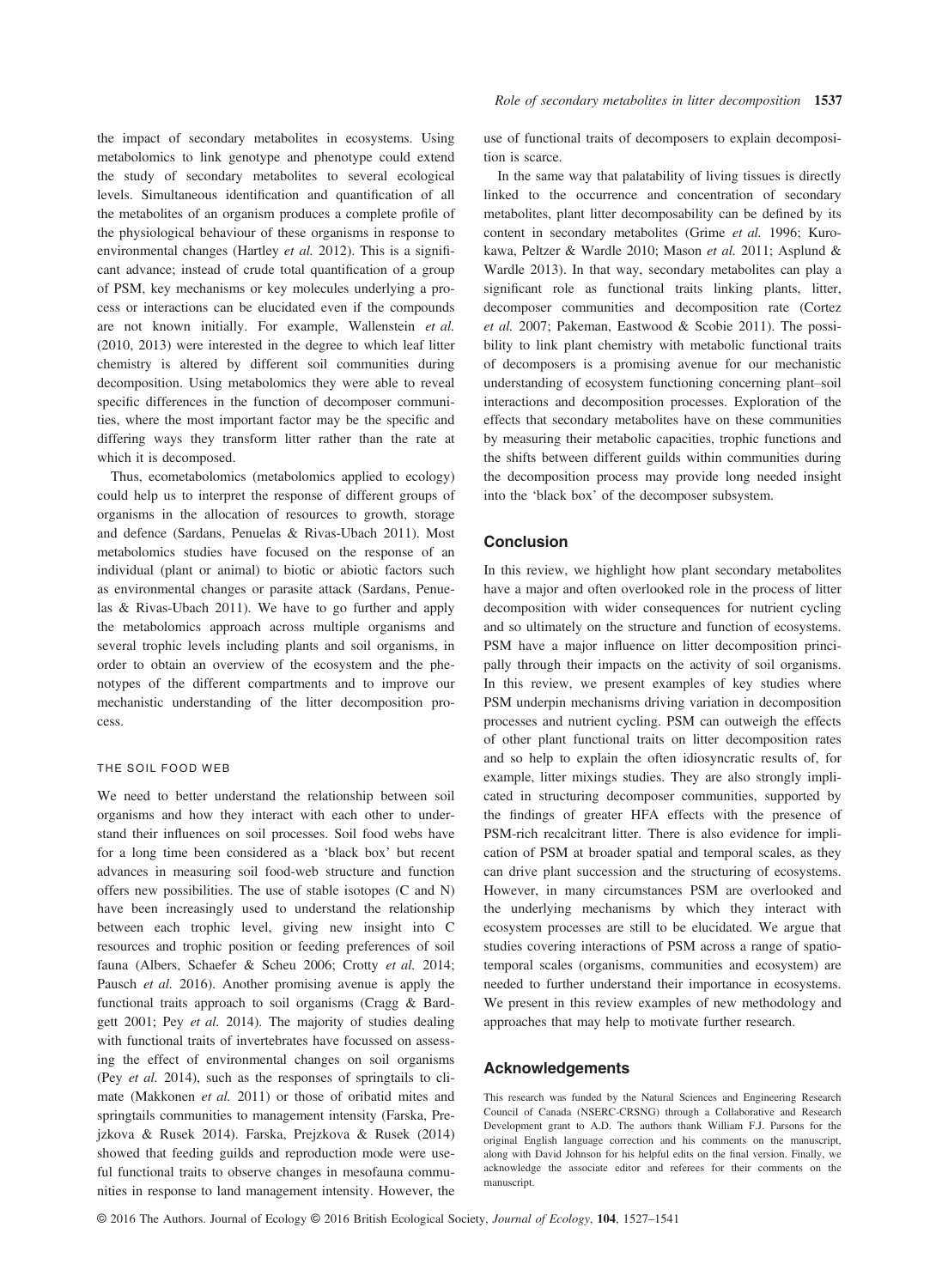the impact of secondary metabolites in ecosystems. Using metabolomics to link genotype and phenotype could extend the study of secondary metabolites to several ecological levels. Simultaneous identification and quantification of all the metabolites of an organism produces a complete profile of the physiological behaviour of these organisms in response to environmental changes (Hartley *et al.* 2012). This is a significant advance; instead of crude total quantification of a group of PSM, key mechanisms or key molecules underlying a process or interactions can be elucidated even if the compounds are not known initially. For example, Wallenstein *et al.* (2010, 2013) were interested in the degree to which leaf litter chemistry is altered by different soil communities during decomposition. Using metabolomics they were able to reveal specific differences in the function of decomposer communities, where the most important factor may be the specific and differing ways they transform litter rather than the rate at which it is decomposed.

Thus, ecometabolomics (metabolomics applied to ecology) could help us to interpret the response of different groups of organisms in the allocation of resources to growth, storage and defence (Sardans, Penuelas & Rivas-Ubach 2011). Most metabolomics studies have focused on the response of an individual (plant or animal) to biotic or abiotic factors such as environmental changes or parasite attack (Sardans, Penuelas & Rivas-Ubach 2011). We have to go further and apply the metabolomics approach across multiple organisms and several trophic levels including plants and soil organisms, in order to obtain an overview of the ecosystem and the phenotypes of the different compartments and to improve our mechanistic understanding of the litter decomposition process.

### THE SOIL FOOD WEB

We need to better understand the relationship between soil organisms and how they interact with each other to understand their influences on soil processes. Soil food webs have for a long time been considered as a 'black box' but recent advances in measuring soil food-web structure and function offers new possibilities. The use of stable isotopes (C and N) have been increasingly used to understand the relationship between each trophic level, giving new insight into C resources and trophic position or feeding preferences of soil fauna (Albers, Schaefer & Scheu 2006; Crotty *et al.* 2014; Pausch *et al.* 2016). Another promising avenue is apply the functional traits approach to soil organisms (Cragg & Bardgett 2001; Pey *et al.* 2014). The majority of studies dealing with functional traits of invertebrates have focussed on assessing the effect of environmental changes on soil organisms (Pey *et al.* 2014), such as the responses of springtails to climate (Makkonen *et al.* 2011) or those of oribatid mites and springtails communities to management intensity (Farska, Prejzkova & Rusek 2014). Farska, Prejzkova & Rusek (2014) showed that feeding guilds and reproduction mode were useful functional traits to observe changes in mesofauna communities in response to land management intensity. However, the use of functional traits of decomposers to explain decomposition is scarce.

In the same way that palatability of living tissues is directly linked to the occurrence and concentration of secondary metabolites, plant litter decomposability can be defined by its content in secondary metabolites (Grime *et al.* 1996; Kurokawa, Peltzer & Wardle 2010; Mason *et al.* 2011; Asplund & Wardle 2013). In that way, secondary metabolites can play a significant role as functional traits linking plants, litter, decomposer communities and decomposition rate (Cortez *et al.* 2007; Pakeman, Eastwood & Scobie 2011). The possibility to link plant chemistry with metabolic functional traits of decomposers is a promising avenue for our mechanistic understanding of ecosystem functioning concerning plant–soil interactions and decomposition processes. Exploration of the effects that secondary metabolites have on these communities by measuring their metabolic capacities, trophic functions and the shifts between different guilds within communities during the decomposition process may provide long needed insight into the 'black box' of the decomposer subsystem.

## Conclusion

In this review, we highlight how plant secondary metabolites have a major and often overlooked role in the process of litter decomposition with wider consequences for nutrient cycling and so ultimately on the structure and function of ecosystems. PSM have a major influence on litter decomposition principally through their impacts on the activity of soil organisms. In this review, we present examples of key studies where PSM underpin mechanisms driving variation in decomposition processes and nutrient cycling. PSM can outweigh the effects of other plant functional traits on litter decomposition rates and so help to explain the often idiosyncratic results of, for example, litter mixings studies. They are also strongly implicated in structuring decomposer communities, supported by the findings of greater HFA effects with the presence of PSM-rich recalcitrant litter. There is also evidence for implication of PSM at broader spatial and temporal scales, as they can drive plant succession and the structuring of ecosystems. However, in many circumstances PSM are overlooked and the underlying mechanisms by which they interact with ecosystem processes are still to be elucidated. We argue that studies covering interactions of PSM across a range of spatio-temporal scales (organisms, communities and ecosystem) are needed to further understand their importance in ecosystems. We present in this review examples of new methodology and approaches that may help to motivate further research.

## Acknowledgements

This research was funded by the Natural Sciences and Engineering Research Council of Canada (NSERC-CRSNG) through a Collaborative and Research Development grant to A.D. The authors thank William F.J. Parsons for the original English language correction and his comments on the manuscript, along with David Johnson for his helpful edits on the final version. Finally, we acknowledge the associate editor and referees for their comments on the manuscript.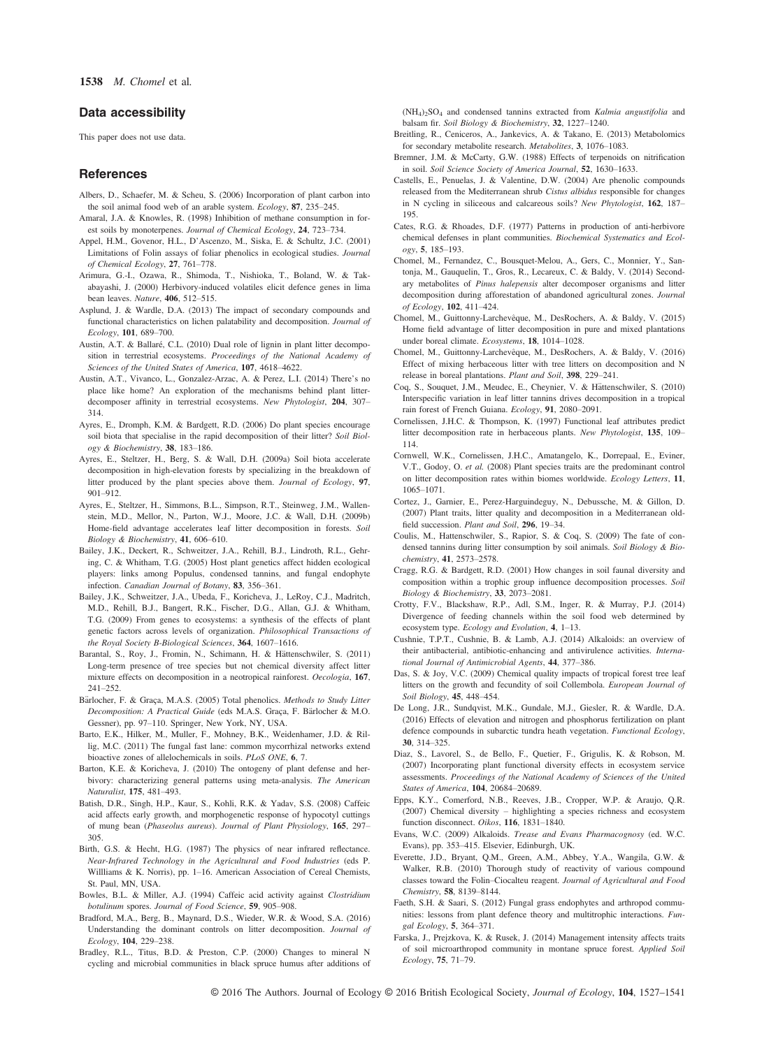## Data accessibility

This paper does not use data.

## References

Albers, D., Schaefer, M. & Scheu, S. (2006) Incorporation of plant carbon into the soil animal food web of an arable system. *Ecology*, **87**, 235–245.

Amaral, J.A. & Knowles, R. (1998) Inhibition of methane consumption in forest soils by monoterpenes. *Journal of Chemical Ecology*, **24**, 723–734.

Appel, H.M., Govenor, H.L., D'Ascenzo, M., Siska, E. & Schultz, J.C. (2001) Limitations of Folin assays of foliar phenolics in ecological studies. *Journal of Chemical Ecology*, **27**, 761–778.

Arimura, G.-I., Ozawa, R., Shimoda, T., Nishioka, T., Boland, W. & Takabayashi, J. (2000) Herbivory-induced volatiles elicit defence genes in lima bean leaves. *Nature*, **406**, 512–515.

Asplund, J. & Wardle, D.A. (2013) The impact of secondary compounds and functional characteristics on lichen palatability and decomposition. *Journal of Ecology*, **101**, 689–700.

Austin, A.T. & Ballaré, C.L. (2010) Dual role of lignin in plant litter decomposition in terrestrial ecosystems. *Proceedings of the National Academy of Sciences of the United States of America*, **107**, 4618–4622.

Austin, A.T., Vivanco, L., Gonzalez-Arzac, A. & Perez, L.I. (2014) There's no place like home? An exploration of the mechanisms behind plant litter-decomposer affinity in terrestrial ecosystems. *New Phytologist*, **204**, 307–314.

Ayres, E., Dromph, K.M. & Bardgett, R.D. (2006) Do plant species encourage soil biota that specialise in the rapid decomposition of their litter? *Soil Biology & Biochemistry*, **38**, 183–186.

Ayres, E., Steltzer, H., Berg, S. & Wall, D.H. (2009a) Soil biota accelerate decomposition in high-elevation forests by specializing in the breakdown of litter produced by the plant species above them. *Journal of Ecology*, **97**, 901–912.

Ayres, E., Steltzer, H., Simmons, B.L., Simpson, R.T., Steinweg, J.M., Wallenstein, M.D., Mellor, N., Parton, W.J., Moore, J.C. & Wall, D.H. (2009b) Home-field advantage accelerates leaf litter decomposition in forests. *Soil Biology & Biochemistry*, **41**, 606–610.

Bailey, J.K., Deckert, R., Schweitzer, J.A., Rehill, B.J., Lindroth, R.L., Gehring, C. & Whitham, T.G. (2005) Host plant genetics affect hidden ecological players: links among Populus, condensed tannins, and fungal endophyte infection. *Canadian Journal of Botany*, **83**, 356–361.

Bailey, J.K., Schweitzer, J.A., Ubeda, F., Koricheva, J., LeRoy, C.J., Madritch, M.D., Rehill, B.J., Bangert, R.K., Fischer, D.G., Allan, G.J. & Whitham, T.G. (2009) From genes to ecosystems: a synthesis of the effects of plant genetic factors across levels of organization. *Philosophical Transactions of the Royal Society B-Biological Sciences*, **364**, 1607–1616.

Barantal, S., Roy, J., Fromin, N., Schimann, H. & Hättenschwiler, S. (2011) Long-term presence of tree species but not chemical diversity affect litter mixture effects on decomposition in a neotropical rainforest. *Oecologia*, **167**, 241–252.

Bärlocher, F. & Graça, M.A.S. (2005) Total phenolics. *Methods to Study Litter Decomposition: A Practical Guide* (eds M.A.S. Graça, F. Bärlocher & M.O. Gessner), pp. 97–110. Springer, New York, NY, USA.

Barto, E.K., Hilker, M., Muller, F., Mohney, B.K., Weidenhamer, J.D. & Rillig, M.C. (2011) The fungal fast lane: common mycorrhizal networks extend bioactive zones of allelochemicals in soils. *PLoS ONE*, **6**, 7.

Barton, K.E. & Koricheva, J. (2010) The ontogeny of plant defense and herbivory: characterizing general patterns using meta-analysis. *The American Naturalist*, **175**, 481–493.

Batish, D.R., Singh, H.P., Kaur, S., Kohli, R.K. & Yadav, S.S. (2008) Caffeic acid affects early growth, and morphogenetic response of hypocotyl cuttings of mung bean (*Phaseolus aureus*). *Journal of Plant Physiology*, **165**, 297–305.

Birth, G.S. & Hecht, H.G. (1987) The physics of near infrared reflectance. *Near-Infrared Technology in the Agricultural and Food Industries* (eds P. Willliams & K. Norris), pp. 1–16. American Association of Cereal Chemists, St. Paul, MN, USA.

Bowles, B.L. & Miller, A.J. (1994) Caffeic acid activity against *Clostridium botulinum* spores. *Journal of Food Science*, **59**, 905–908.

Bradford, M.A., Berg, B., Maynard, D.S., Wieder, W.R. & Wood, S.A. (2016) Understanding the dominant controls on litter decomposition. *Journal of Ecology*, **104**, 229–238.

Bradley, R.L., Titus, B.D. & Preston, C.P. (2000) Changes to mineral N cycling and microbial communities in black spruce humus after additions of $(NH_4)_2SO_4$ and condensed tannins extracted from *Kalmia angustifolia* and balsam fir. *Soil Biology & Biochemistry*, **32**, 1227–1240.

Breitling, R., Ceniceros, A., Jankevics, A. & Takano, E. (2013) Metabolomics for secondary metabolite research. *Metabolites*, **3**, 1076–1083.

Bremner, J.M. & McCarty, G.W. (1988) Effects of terpenoids on nitrification in soil. *Soil Science Society of America Journal*, **52**, 1630–1633.

Castells, E., Penuelas, J. & Valentine, D.W. (2004) Are phenolic compounds released from the Mediterranean shrub *Cistus albidus* responsible for changes in N cycling in siliceous and calcareous soils? *New Phytologist*, **162**, 187–195.

Cates, R.G. & Rhoades, D.F. (1977) Patterns in production of anti-herbivore chemical defenses in plant communities. *Biochemical Systematics and Ecology*, **5**, 185–193.

Chomel, M., Fernandez, C., Bousquet-Melou, A., Gers, C., Monnier, Y., Santonja, M., Gauquelin, T., Gros, R., Lecareux, C. & Baldy, V. (2014) Secondary metabolites of *Pinus halepensis* alter decomposer organisms and litter decomposition during afforestation of abandoned agricultural zones. *Journal of Ecology*, **102**, 411–424.

Chomel, M., Guittonny-Larchevêque, M., DesRochers, A. & Baldy, V. (2015) Home field advantage of litter decomposition in pure and mixed plantations under boreal climate. *Ecosystems*, **18**, 1014–1028.

Chomel, M., Guittonny-Larchevêque, M., DesRochers, A. & Baldy, V. (2016) Effect of mixing herbaceous litter with tree litters on decomposition and N release in boreal plantations. *Plant and Soil*, **398**, 229–241.

Coq, S., Souquet, J.M., Meudec, E., Cheynier, V. & Hättenschwiler, S. (2010) Interspecific variation in leaf litter tannins drives decomposition in a tropical rain forest of French Guiana. *Ecology*, **91**, 2080–2091.

Cornelissen, J.H.C. & Thompson, K. (1997) Functional leaf attributes predict litter decomposition rate in herbaceous plants. *New Phytologist*, **135**, 109–114.

Cornwell, W.K., Cornelissen, J.H.C., Amatangelo, K., Dorrepaal, E., Eviner, V.T., Godoy, O. *et al.* (2008) Plant species traits are the predominant control on litter decomposition rates within biomes worldwide. *Ecology Letters*, **11**, 1065–1071.

Cortez, J., Garnier, E., Perez-Harguindeguy, N., Debussche, M. & Gillon, D. (2007) Plant traits, litter quality and decomposition in a Mediterranean old-field succession. *Plant and Soil*, **296**, 19–34.

Coulis, M., Hattenschwiler, S., Rapior, S. & Coq, S. (2009) The fate of condensed tannins during litter consumption by soil animals. *Soil Biology & Biochemistry*, **41**, 2573–2578.

Cragg, R.G. & Bardgett, R.D. (2001) How changes in soil faunal diversity and composition within a trophic group influence decomposition processes. *Soil Biology & Biochemistry*, **33**, 2073–2081.

Crotty, F.V., Blackshaw, R.P., Adl, S.M., Inger, R. & Murray, P.J. (2014) Divergence of feeding channels within the soil food web determined by ecosystem type. *Ecology and Evolution*, **4**, 1–13.

Cushnie, T.P.T., Cushnie, B. & Lamb, A.J. (2014) Alkaloids: an overview of their antibacterial, antibiotic-enhancing and antivirulence activities. *International Journal of Antimicrobial Agents*, **44**, 377–386.

Das, S. & Joy, V.C. (2009) Chemical quality impacts of tropical forest tree leaf litters on the growth and fecundity of soil Collembola. *European Journal of Soil Biology*, **45**, 448–454.

De Long, J.R., Sundqvist, M.K., Gundale, M.J., Giesler, R. & Wardle, D.A. (2016) Effects of elevation and nitrogen and phosphorus fertilization on plant defence compounds in subarctic tundra heath vegetation. *Functional Ecology*, **30**, 314–325.

Diaz, S., Lavorel, S., de Bello, F., Quetier, F., Grigulis, K. & Robson, M. (2007) Incorporating plant functional diversity effects in ecosystem service assessments. *Proceedings of the National Academy of Sciences of the United States of America*, **104**, 20684–20689.

Epps, K.Y., Comerford, N.B., Reeves, J.B., Cropper, W.P. & Araujo, Q.R. (2007) Chemical diversity – highlighting a species richness and ecosystem function disconnect. *Oikos*, **116**, 1831–1840.

Evans, W.C. (2009) Alkaloids. *Trease and Evans Pharmacognosy* (ed. W.C. Evans), pp. 353–415. Elsevier, Edinburgh, UK.

Everette, J.D., Bryant, Q.M., Green, A.M., Abbey, Y.A., Wangila, G.W. & Walker, R.B. (2010) Thorough study of reactivity of various compound classes toward the Folin–Ciocalteu reagent. *Journal of Agricultural and Food Chemistry*, **58**, 8139–8144.

Faeth, S.H. & Saari, S. (2012) Fungal grass endophytes and arthropod communities: lessons from plant defence theory and multitrophic interactions. *Fungal Ecology*, **5**, 364–371.

Farska, J., Prejzkova, K. & Rusek, J. (2014) Management intensity affects traits of soil microarthropod community in montane spruce forest. *Applied Soil Ecology*, **75**, 71–79.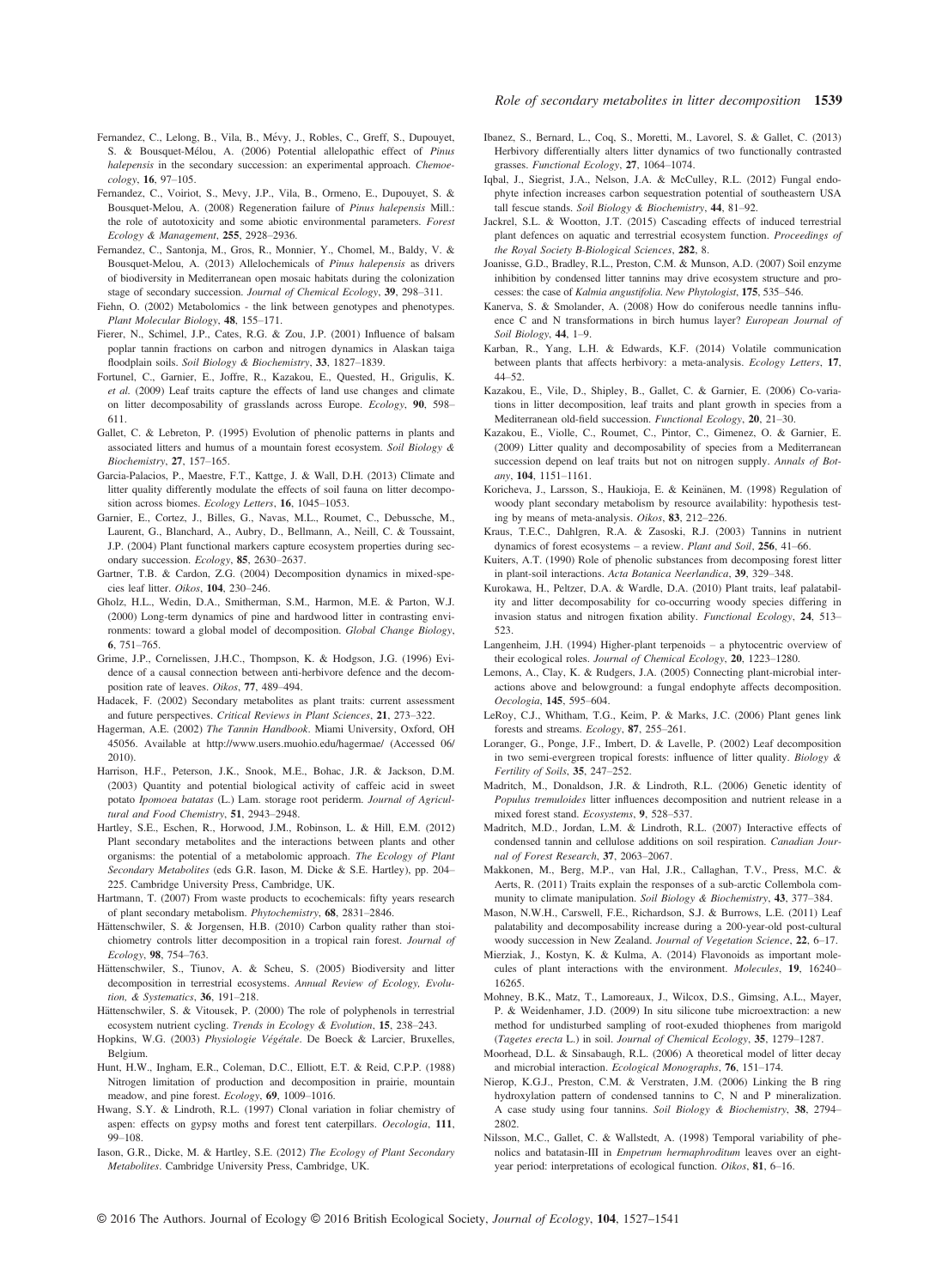Fernandez, C., Lelong, B., Vila, B., Mévy, J., Robles, C., Greff, S., Dupouyet, S. & Bousquet-Mélou, A. (2006) Potential allelopathic effect of *Pinus halepensis* in the secondary succession: an experimental approach. *Chemoecology*, **16**, 97–105.

Fernandez, C., Voiriot, S., Mevy, J.P., Vila, B., Ormeno, E., Dupouyet, S. & Bousquet-Melou, A. (2008) Regeneration failure of *Pinus halepensis* Mill.: the role of autotoxicity and some abiotic environmental parameters. *Forest Ecology & Management*, **255**, 2928–2936.

Fernandez, C., Santonja, M., Gros, R., Monnier, Y., Chomel, M., Baldy, V. & Bousquet-Melou, A. (2013) Allelochemicals of *Pinus halepensis* as drivers of biodiversity in Mediterranean open mosaic habitats during the colonization stage of secondary succession. *Journal of Chemical Ecology*, **39**, 298–311.

Fiehn, O. (2002) Metabolomics - the link between genotypes and phenotypes. *Plant Molecular Biology*, **48**, 155–171.

Fierer, N., Schimel, J.P., Cates, R.G. & Zou, J.P. (2001) Influence of balsam poplar tannin fractions on carbon and nitrogen dynamics in Alaskan taiga floodplain soils. *Soil Biology & Biochemistry*, **33**, 1827–1839.

Fortunel, C., Garnier, E., Joffre, R., Kazakou, E., Quested, H., Grigulis, K. *et al.* (2009) Leaf traits capture the effects of land use changes and climate on litter decomposability of grasslands across Europe. *Ecology*, **90**, 598–611.

Gallet, C. & Lebreton, P. (1995) Evolution of phenolic patterns in plants and associated litters and humus of a mountain forest ecosystem. *Soil Biology & Biochemistry*, **27**, 157–165.

Garcia-Palacios, P., Maestre, F.T., Kattge, J. & Wall, D.H. (2013) Climate and litter quality differently modulate the effects of soil fauna on litter decomposition across biomes. *Ecology Letters*, **16**, 1045–1053.

Garnier, E., Cortez, J., Billes, G., Navas, M.L., Roumet, C., Debussche, M., Laurent, G., Blanchard, A., Aubry, D., Bellmann, A., Neill, C. & Toussaint, J.P. (2004) Plant functional markers capture ecosystem properties during secondary succession. *Ecology*, **85**, 2630–2637.

Gartner, T.B. & Cardon, Z.G. (2004) Decomposition dynamics in mixed-species leaf litter. *Oikos*, **104**, 230–246.

Gholz, H.L., Wedin, D.A., Smitherman, S.M., Harmon, M.E. & Parton, W.J. (2000) Long-term dynamics of pine and hardwood litter in contrasting environments: toward a global model of decomposition. *Global Change Biology*, **6**, 751–765.

Grime, J.P., Cornelissen, J.H.C., Thompson, K. & Hodgson, J.G. (1996) Evidence of a causal connection between anti-herbivore defence and the decomposition rate of leaves. *Oikos*, **77**, 489–494.

Hadacek, F. (2002) Secondary metabolites as plant traits: current assessment and future perspectives. *Critical Reviews in Plant Sciences*, **21**, 273–322.

Hagerman, A.E. (2002) *The Tannin Handbook*. Miami University, Oxford, OH 45056. Available at http://www.users.muohio.edu/hagermae/ (Accessed 06/2010).

Harrison, H.F., Peterson, J.K., Snook, M.E., Bohac, J.R. & Jackson, D.M. (2003) Quantity and potential biological activity of caffeic acid in sweet potato *Ipomoea batatas* (L.) Lam. storage root periderm. *Journal of Agricultural and Food Chemistry*, **51**, 2943–2948.

Hartley, S.E., Eschen, R., Horwood, J.M., Robinson, L. & Hill, E.M. (2012) Plant secondary metabolites and the interactions between plants and other organisms: the potential of a metabolomic approach. *The Ecology of Plant Secondary Metabolites* (eds G.R. Iason, M. Dicke & S.E. Hartley), pp. 204–225. Cambridge University Press, Cambridge, UK.

Hartmann, T. (2007) From waste products to ecochemicals: fifty years research of plant secondary metabolism. *Phytochemistry*, **68**, 2831–2846.

Hättenschwiler, S. & Jorgensen, H.B. (2010) Carbon quality rather than stoichiometry controls litter decomposition in a tropical rain forest. *Journal of Ecology*, **98**, 754–763.

Hättenschwiler, S., Tiunov, A. & Scheu, S. (2005) Biodiversity and litter decomposition in terrestrial ecosystems. *Annual Review of Ecology, Evolution, & Systematics*, **36**, 191–218.

Hättenschwiler, S. & Vitousek, P. (2000) The role of polyphenols in terrestrial ecosystem nutrient cycling. *Trends in Ecology & Evolution*, **15**, 238–243.

Hopkins, W.G. (2003) *Physiologie Végétale*. De Boeck & Larcier, Bruxelles, Belgium.

Hunt, H.W., Ingham, E.R., Coleman, D.C., Elliott, E.T. & Reid, C.P.P. (1988) Nitrogen limitation of production and decomposition in prairie, mountain meadow, and pine forest. *Ecology*, **69**, 1009–1016.

Hwang, S.Y. & Lindroth, R.L. (1997) Clonal variation in foliar chemistry of aspen: effects on gypsy moths and forest tent caterpillars. *Oecologia*, **111**, 99–108.

Iason, G.R., Dicke, M. & Hartley, S.E. (2012) *The Ecology of Plant Secondary Metabolites*. Cambridge University Press, Cambridge, UK.

Ibanez, S., Bernard, L., Coq, S., Moretti, M., Lavorel, S. & Gallet, C. (2013) Herbivory differentially alters litter dynamics of two functionally contrasted grasses. *Functional Ecology*, **27**, 1064–1074.

Iqbal, J., Siegrist, J.A., Nelson, J.A. & McCulley, R.L. (2012) Fungal endophyte infection increases carbon sequestration potential of southeastern USA tall fescue stands. *Soil Biology & Biochemistry*, **44**, 81–92.

Jackrel, S.L. & Wootton, J.T. (2015) Cascading effects of induced terrestrial plant defences on aquatic and terrestrial ecosystem function. *Proceedings of the Royal Society B-Biological Sciences*, **282**, 8.

Joanisse, G.D., Bradley, R.L., Preston, C.M. & Munson, A.D. (2007) Soil enzyme inhibition by condensed litter tannins may drive ecosystem structure and processes: the case of *Kalmia angustifolia*. *New Phytologist*, **175**, 535–546.

Kanerva, S. & Smolander, A. (2008) How do coniferous needle tannins influence C and N transformations in birch humus layer? *European Journal of Soil Biology*, **44**, 1–9.

Karban, R., Yang, L.H. & Edwards, K.F. (2014) Volatile communication between plants that affects herbivory: a meta-analysis. *Ecology Letters*, **17**, 44–52.

Kazakou, E., Vile, D., Shipley, B., Gallet, C. & Garnier, E. (2006) Co-variations in litter decomposition, leaf traits and plant growth in species from a Mediterranean old-field succession. *Functional Ecology*, **20**, 21–30.

Kazakou, E., Violle, C., Roumet, C., Pintor, C., Gimenez, O. & Garnier, E. (2009) Litter quality and decomposability of species from a Mediterranean succession depend on leaf traits but not on nitrogen supply. *Annals of Botany*, **104**, 1151–1161.

Koricheva, J., Larsson, S., Haukioja, E. & Keinänen, M. (1998) Regulation of woody plant secondary metabolism by resource availability: hypothesis testing by means of meta-analysis. *Oikos*, **83**, 212–226.

Kraus, T.E.C., Dahlgren, R.A. & Zasoski, R.J. (2003) Tannins in nutrient dynamics of forest ecosystems – a review. *Plant and Soil*, **256**, 41–66.

Kuiters, A.T. (1990) Role of phenolic substances from decomposing forest litter in plant-soil interactions. *Acta Botanica Neerlandica*, **39**, 329–348.

Kurokawa, H., Peltzer, D.A. & Wardle, D.A. (2010) Plant traits, leaf palatability and litter decomposability for co-occurring woody species differing in invasion status and nitrogen fixation ability. *Functional Ecology*, **24**, 513–523.

Langenheim, J.H. (1994) Higher-plant terpenoids – a phytocentric overview of their ecological roles. *Journal of Chemical Ecology*, **20**, 1223–1280.

Lemons, A., Clay, K. & Rudgers, J.A. (2005) Connecting plant-microbial interactions above and belowground: a fungal endophyte affects decomposition. *Oecologia*, **145**, 595–604.

LeRoy, C.J., Whitham, T.G., Keim, P. & Marks, J.C. (2006) Plant genes link forests and streams. *Ecology*, **87**, 255–261.

Loranger, G., Ponge, J.F., Imbert, D. & Lavelle, P. (2002) Leaf decomposition in two semi-evergreen tropical forests: influence of litter quality. *Biology & Fertility of Soils*, **35**, 247–252.

Madritch, M., Donaldson, J.R. & Lindroth, R.L. (2006) Genetic identity of *Populus tremuloides* litter influences decomposition and nutrient release in a mixed forest stand. *Ecosystems*, **9**, 528–537.

Madritch, M.D., Jordan, L.M. & Lindroth, R.L. (2007) Interactive effects of condensed tannin and cellulose additions on soil respiration. *Canadian Journal of Forest Research*, **37**, 2063–2067.

Makkonen, M., Berg, M.P., van Hal, J.R., Callaghan, T.V., Press, M.C. & Aerts, R. (2011) Traits explain the responses of a sub-arctic Collembola community to climate manipulation. *Soil Biology & Biochemistry*, **43**, 377–384.

Mason, N.W.H., Carswell, F.E., Richardson, S.J. & Burrows, L.E. (2011) Leaf palatability and decomposability increase during a 200-year-old post-cultural woody succession in New Zealand. *Journal of Vegetation Science*, **22**, 6–17.

Mierziak, J., Kostyn, K. & Kulma, A. (2014) Flavonoids as important molecules of plant interactions with the environment. *Molecules*, **19**, 16240–16265.

Mohney, B.K., Matz, T., Lamoreaux, J., Wilcox, D.S., Gimsing, A.L., Mayer, P. & Weidenhamer, J.D. (2009) In situ silicone tube microextraction: a new method for undisturbed sampling of root-exuded thiophenes from marigold (*Tagetes erecta* L.) in soil. *Journal of Chemical Ecology*, **35**, 1279–1287.

Moorhead, D.L. & Sinsabaugh, R.L. (2006) A theoretical model of litter decay and microbial interaction. *Ecological Monographs*, **76**, 151–174.

Nierop, K.G.J., Preston, C.M. & Verstraten, J.M. (2006) Linking the B ring hydroxylation pattern of condensed tannins to C, N and P mineralization. A case study using four tannins. *Soil Biology & Biochemistry*, **38**, 2794–2802.

Nilsson, M.C., Gallet, C. & Wallstedt, A. (1998) Temporal variability of phenolics and batatasin-III in *Empetrum hermaphroditum* leaves over an eight-year period: interpretations of ecological function. *Oikos*, **81**, 6–16.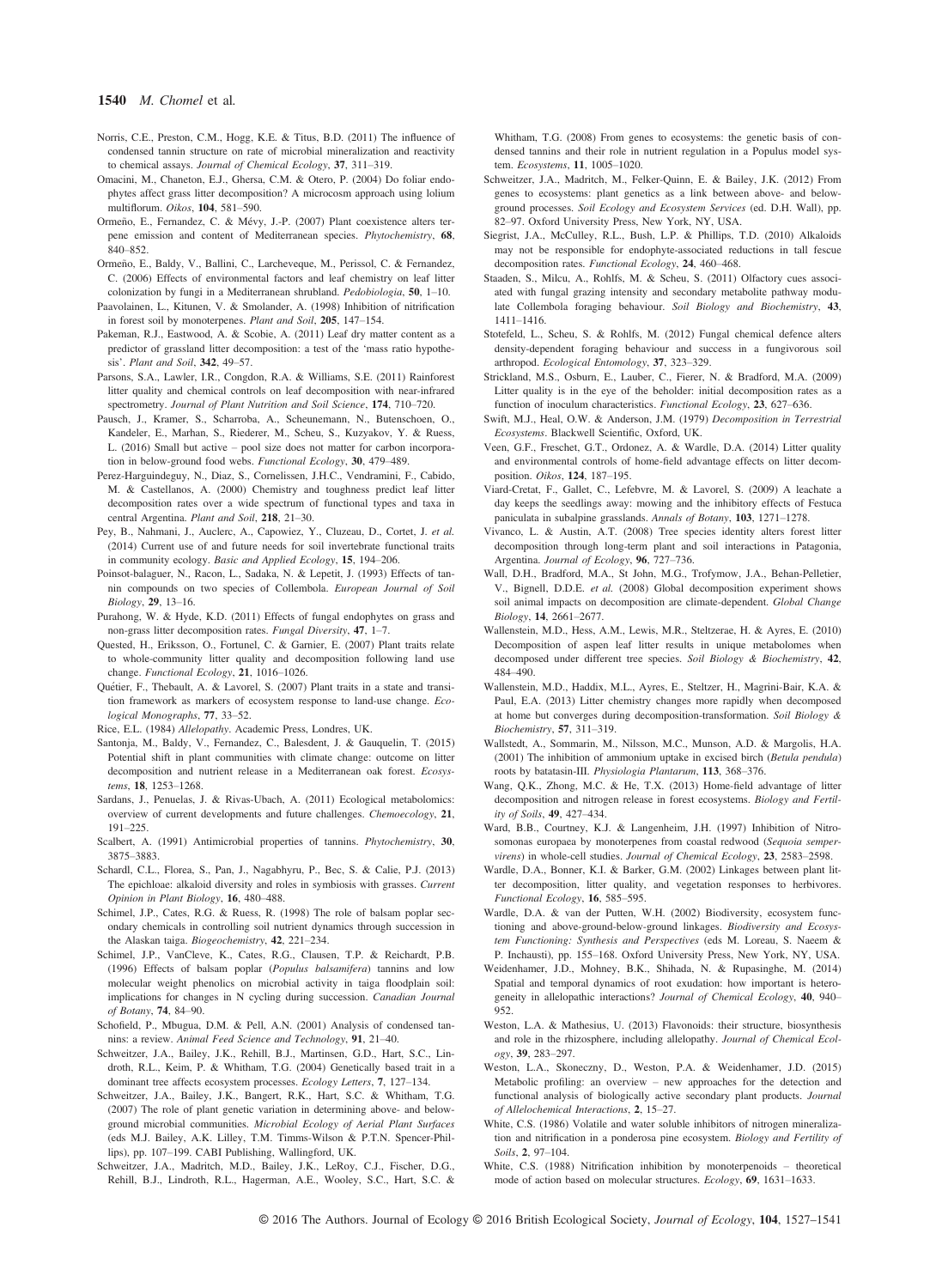Norris, C.E., Preston, C.M., Hogg, K.E. & Titus, B.D. (2011) The influence of condensed tannin structure on rate of microbial mineralization and reactivity to chemical assays. *Journal of Chemical Ecology*, **37**, 311–319.

Omacini, M., Chaneton, E.J., Ghersa, C.M. & Otero, P. (2004) Do foliar endophytes affect grass litter decomposition? A microcosm approach using lolium multiflorum. *Oikos*, **104**, 581–590.

Ormeño, E., Fernandez, C. & Mévy, J.-P. (2007) Plant coexistence alters terpene emission and content of Mediterranean species. *Phytochemistry*, **68**, 840–852.

Ormeño, E., Baldy, V., Ballini, C., Larcheveque, M., Perissol, C. & Fernandez, C. (2006) Effects of environmental factors and leaf chemistry on leaf litter colonization by fungi in a Mediterranean shrubland. *Pedobiologia*, **50**, 1–10.

Paavolainen, L., Kitunen, V. & Smolander, A. (1998) Inhibition of nitrification in forest soil by monoterpenes. *Plant and Soil*, **205**, 147–154.

Pakeman, R.J., Eastwood, A. & Scobie, A. (2011) Leaf dry matter content as a predictor of grassland litter decomposition: a test of the 'mass ratio hypothesis'. *Plant and Soil*, **342**, 49–57.

Parsons, S.A., Lawler, I.R., Congdon, R.A. & Williams, S.E. (2011) Rainforest litter quality and chemical controls on leaf decomposition with near-infrared spectrometry. *Journal of Plant Nutrition and Soil Science*, **174**, 710–720.

Pausch, J., Kramer, S., Scharroba, A., Scheunemann, N., Butenschoen, O., Kandeler, E., Marhan, S., Riederer, M., Scheu, S., Kuzyakov, Y. & Ruess, L. (2016) Small but active – pool size does not matter for carbon incorporation in below-ground food webs. *Functional Ecology*, **30**, 479–489.

Perez-Harguindeguy, N., Diaz, S., Cornelissen, J.H.C., Vendramini, F., Cabido, M. & Castellanos, A. (2000) Chemistry and toughness predict leaf litter decomposition rates over a wide spectrum of functional types and taxa in central Argentina. *Plant and Soil*, **218**, 21–30.

Pey, B., Nahmani, J., Auclerc, A., Capowiez, Y., Cluzeau, D., Cortet, J. *et al.* (2014) Current use of and future needs for soil invertebrate functional traits in community ecology. *Basic and Applied Ecology*, **15**, 194–206.

Poinsot-balaguer, N., Racon, L., Sadaka, N. & Lepetit, J. (1993) Effects of tannin compounds on two species of Collembola. *European Journal of Soil Biology*, **29**, 13–16.

Purahong, W. & Hyde, K.D. (2011) Effects of fungal endophytes on grass and non-grass litter decomposition rates. *Fungal Diversity*, **47**, 1–7.

Quested, H., Eriksson, O., Fortunel, C. & Garnier, E. (2007) Plant traits relate to whole-community litter quality and decomposition following land use change. *Functional Ecology*, **21**, 1016–1026.

Quétier, F., Thebault, A. & Lavorel, S. (2007) Plant traits in a state and transition framework as markers of ecosystem response to land-use change. *Ecological Monographs*, **77**, 33–52.

Rice, E.L. (1984) *Allelopathy*. Academic Press, Londres, UK.

Santonja, M., Baldy, V., Fernandez, C., Balesdent, J. & Gauquelin, T. (2015) Potential shift in plant communities with climate change: outcome on litter decomposition and nutrient release in a Mediterranean oak forest. *Ecosystems*, **18**, 1253–1268.

Sardans, J., Penuelas, J. & Rivas-Ubach, A. (2011) Ecological metabolomics: overview of current developments and future challenges. *Chemoecology*, **21**, 191–225.

Scalbert, A. (1991) Antimicrobial properties of tannins. *Phytochemistry*, **30**, 3875–3883.

Schardl, C.L., Florea, S., Pan, J., Nagabhyru, P., Bec, S. & Calie, P.J. (2013) The epichloae: alkaloid diversity and roles in symbiosis with grasses. *Current Opinion in Plant Biology*, **16**, 480–488.

Schimel, J.P., Cates, R.G. & Ruess, R. (1998) The role of balsam poplar secondary chemicals in controlling soil nutrient dynamics through succession in the Alaskan taiga. *Biogeochemistry*, **42**, 221–234.

Schimel, J.P., VanCleve, K., Cates, R.G., Clausen, T.P. & Reichardt, P.B. (1996) Effects of balsam poplar (*Populus balsamifera*) tannins and low molecular weight phenolics on microbial activity in taiga floodplain soil: implications for changes in N cycling during succession. *Canadian Journal of Botany*, **74**, 84–90.

Schofield, P., Mbugua, D.M. & Pell, A.N. (2001) Analysis of condensed tannins: a review. *Animal Feed Science and Technology*, **91**, 21–40.

Schweitzer, J.A., Bailey, J.K., Rehill, B.J., Martinsen, G.D., Hart, S.C., Lindroth, R.L., Keim, P. & Whitham, T.G. (2004) Genetically based trait in a dominant tree affects ecosystem processes. *Ecology Letters*, **7**, 127–134.

Schweitzer, J.A., Bailey, J.K., Bangert, R.K., Hart, S.C. & Whitham, T.G. (2007) The role of plant genetic variation in determining above- and below-ground microbial communities. *Microbial Ecology of Aerial Plant Surfaces* (eds M.J. Bailey, A.K. Lilley, T.M. Timms-Wilson & P.T.N. Spencer-Phillips), pp. 107–199. CABI Publishing, Wallingford, UK.

Schweitzer, J.A., Madritch, M.D., Bailey, J.K., LeRoy, C.J., Fischer, D.G., Rehill, B.J., Lindroth, R.L., Hagerman, A.E., Wooley, S.C., Hart, S.C. & Whitham, T.G. (2008) From genes to ecosystems: the genetic basis of condensed tannins and their role in nutrient regulation in a Populus model system. *Ecosystems*, **11**, 1005–1020.

Schweitzer, J.A., Madritch, M., Felker-Quinn, E. & Bailey, J.K. (2012) From genes to ecosystems: plant genetics as a link between above- and below-ground processes. *Soil Ecology and Ecosystem Services* (ed. D.H. Wall), pp. 82–97. Oxford University Press, New York, NY, USA.

Siegrist, J.A., McCulley, R.L., Bush, L.P. & Phillips, T.D. (2010) Alkaloids may not be responsible for endophyte-associated reductions in tall fescue decomposition rates. *Functional Ecology*, **24**, 460–468.

Staaden, S., Milcu, A., Rohlfs, M. & Scheu, S. (2011) Olfactory cues associated with fungal grazing intensity and secondary metabolite pathway modulate Collembola foraging behaviour. *Soil Biology and Biochemistry*, **43**, 1411–1416.

Stotefeld, L., Scheu, S. & Rohlfs, M. (2012) Fungal chemical defence alters density-dependent foraging behaviour and success in a fungivorous soil arthropod. *Ecological Entomology*, **37**, 323–329.

Strickland, M.S., Osburn, E., Lauber, C., Fierer, N. & Bradford, M.A. (2009) Litter quality is in the eye of the beholder: initial decomposition rates as a function of inoculum characteristics. *Functional Ecology*, **23**, 627–636.

Swift, M.J., Heal, O.W. & Anderson, J.M. (1979) *Decomposition in Terrestrial Ecosystems*. Blackwell Scientific, Oxford, UK.

Veen, G.F., Freschet, G.T., Ordonez, A. & Wardle, D.A. (2014) Litter quality and environmental controls of home-field advantage effects on litter decomposition. *Oikos*, **124**, 187–195.

Viard-Cretat, F., Gallet, C., Lefebvre, M. & Lavorel, S. (2009) A leachate a day keeps the seedlings away: mowing and the inhibitory effects of Festuca paniculata in subalpine grasslands. *Annals of Botany*, **103**, 1271–1278.

Vivanco, L. & Austin, A.T. (2008) Tree species identity alters forest litter decomposition through long-term plant and soil interactions in Patagonia, Argentina. *Journal of Ecology*, **96**, 727–736.

Wall, D.H., Bradford, M.A., St John, M.G., Trofymow, J.A., Behan-Pelletier, V., Bignell, D.D.E. *et al.* (2008) Global decomposition experiment shows soil animal impacts on decomposition are climate-dependent. *Global Change Biology*, **14**, 2661–2677.

Wallenstein, M.D., Hess, A.M., Lewis, M.R., Steltzerae, H. & Ayres, E. (2010) Decomposition of aspen leaf litter results in unique metabolomes when decomposed under different tree species. *Soil Biology & Biochemistry*, **42**, 484–490.

Wallenstein, M.D., Haddix, M.L., Ayres, E., Steltzer, H., Magrini-Bair, K.A. & Paul, E.A. (2013) Litter chemistry changes more rapidly when decomposed at home but converges during decomposition-transformation. *Soil Biology & Biochemistry*, **57**, 311–319.

Wallstedt, A., Sommarin, M., Nilsson, M.C., Munson, A.D. & Margolis, H.A. (2001) The inhibition of ammonium uptake in excised birch (*Betula pendula*) roots by batatasin-III. *Physiologia Plantarum*, **113**, 368–376.

Wang, Q.K., Zhong, M.C. & He, T.X. (2013) Home-field advantage of litter decomposition and nitrogen release in forest ecosystems. *Biology and Fertility of Soils*, **49**, 427–434.

Ward, B.B., Courtney, K.J. & Langenheim, J.H. (1997) Inhibition of Nitrosomonas europaea by monoterpenes from coastal redwood (*Sequoia sempervirens*) in whole-cell studies. *Journal of Chemical Ecology*, **23**, 2583–2598.

Wardle, D.A., Bonner, K.I. & Barker, G.M. (2002) Linkages between plant litter decomposition, litter quality, and vegetation responses to herbivores. *Functional Ecology*, **16**, 585–595.

Wardle, D.A. & van der Putten, W.H. (2002) Biodiversity, ecosystem functioning and above-ground-below-ground linkages. *Biodiversity and Ecosystem Functioning: Synthesis and Perspectives* (eds M. Loreau, S. Naeem & P. Inchausti), pp. 155–168. Oxford University Press, New York, NY, USA.

Weidenhamer, J.D., Mohney, B.K., Shihada, N. & Rupasinghe, M. (2014) Spatial and temporal dynamics of root exudation: how important is heterogeneity in allelopathic interactions? *Journal of Chemical Ecology*, **40**, 940–952.

Weston, L.A. & Mathesius, U. (2013) Flavonoids: their structure, biosynthesis and role in the rhizosphere, including allelopathy. *Journal of Chemical Ecology*, **39**, 283–297.

Weston, L.A., Skoneczny, D., Weston, P.A. & Weidenhamer, J.D. (2015) Metabolic profiling: an overview – new approaches for the detection and functional analysis of biologically active secondary plant products. *Journal of Allelochemical Interactions*, **2**, 15–27.

White, C.S. (1986) Volatile and water soluble inhibitors of nitrogen mineralization and nitrification in a ponderosa pine ecosystem. *Biology and Fertility of Soils*, **2**, 97–104.

White, C.S. (1988) Nitrification inhibition by monoterpenoids – theoretical mode of action based on molecular structures. *Ecology*, **69**, 1631–1633.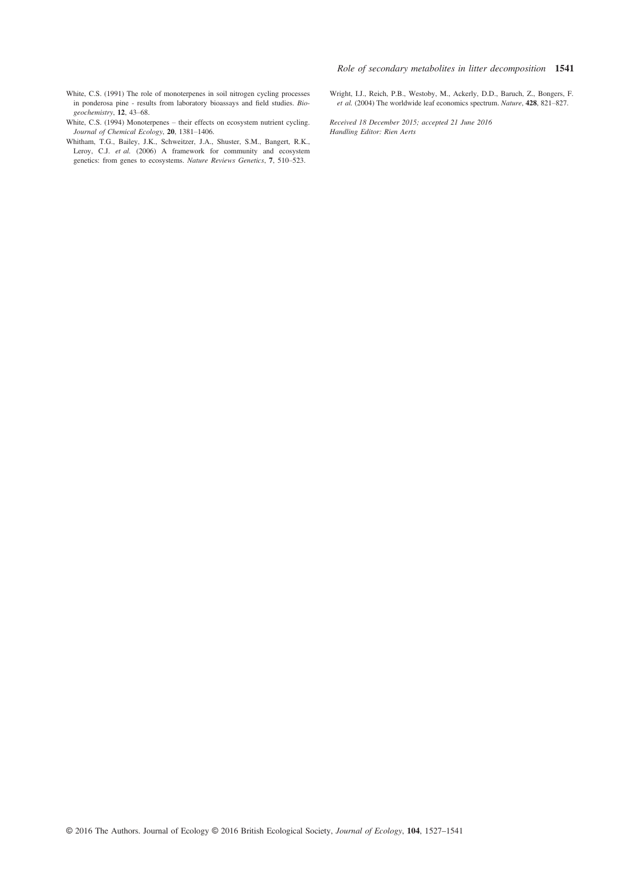White, C.S. (1991) The role of monoterpenes in soil nitrogen cycling processes in ponderosa pine - results from laboratory bioassays and field studies. *Biogeochemistry*, **12**, 43–68.

White, C.S. (1994) Monoterpenes – their effects on ecosystem nutrient cycling. *Journal of Chemical Ecology*, **20**, 1381–1406.

Whitham, T.G., Bailey, J.K., Schweitzer, J.A., Shuster, S.M., Bangert, R.K., Leroy, C.J. *et al.* (2006) A framework for community and ecosystem genetics: from genes to ecosystems. *Nature Reviews Genetics*, **7**, 510–523.

Wright, I.J., Reich, P.B., Westoby, M., Ackerly, D.D., Baruch, Z., Bongers, F. *et al.* (2004) The worldwide leaf economics spectrum. *Nature*, **428**, 821–827.

*Received 18 December 2015; accepted 21 June 2016*
*Handling Editor: Rien Aerts*